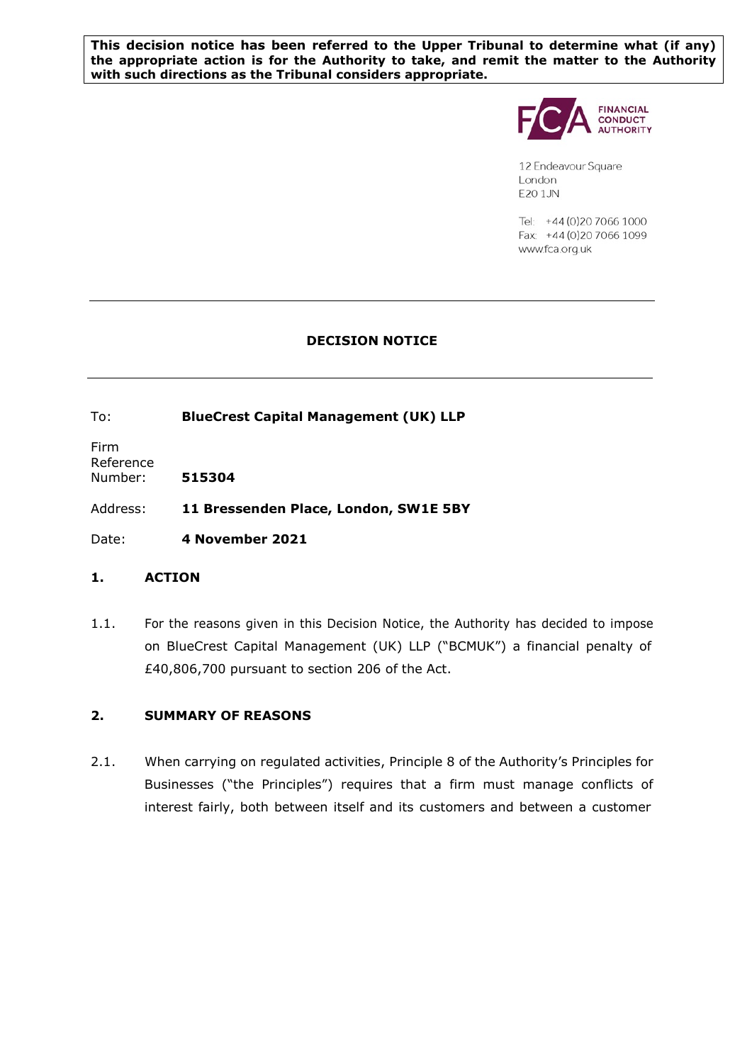**This decision notice has been referred to the Upper Tribunal to determine what (if any) the appropriate action is for the Authority to take, and remit the matter to the Authority with such directions as the Tribunal considers appropriate.**

FINANCIAL CONDUCT AUTHORITY

12 Endeavour Square
London
E20 1JN

Tel: +44 (0)20 7066 1000
Fax: +44 (0)20 7066 1099
www.fca.org.uk

---

# DECISION NOTICE

---

To: **BlueCrest Capital Management (UK) LLP**

Firm Reference Number: **515304**

Address: **11 Bressenden Place, London, SW1E 5BY**

Date: **4 November 2021**

## 1. ACTION

1.1. For the reasons given in this Decision Notice, the Authority has decided to impose on BlueCrest Capital Management (UK) LLP ("BCMUK") a financial penalty of £40,806,700 pursuant to section 206 of the Act.

## 2. SUMMARY OF REASONS

2.1. When carrying on regulated activities, Principle 8 of the Authority's Principles for Businesses ("the Principles") requires that a firm must manage conflicts of interest fairly, both between itself and its customers and between a customer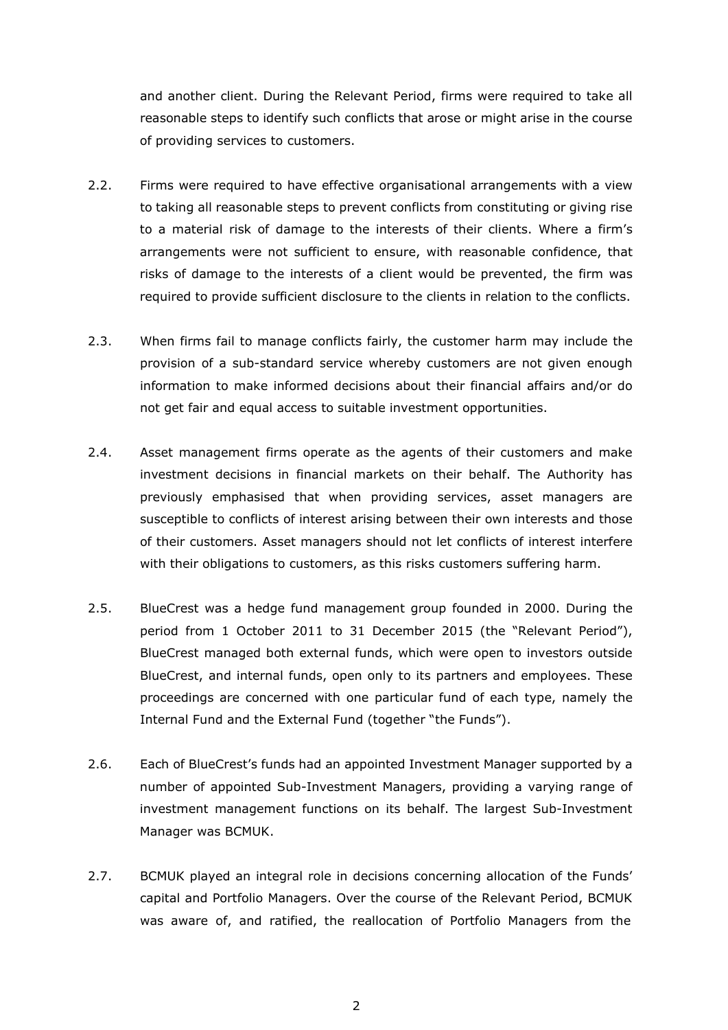and another client. During the Relevant Period, firms were required to take all reasonable steps to identify such conflicts that arose or might arise in the course of providing services to customers.

2.2. Firms were required to have effective organisational arrangements with a view to taking all reasonable steps to prevent conflicts from constituting or giving rise to a material risk of damage to the interests of their clients. Where a firm's arrangements were not sufficient to ensure, with reasonable confidence, that risks of damage to the interests of a client would be prevented, the firm was required to provide sufficient disclosure to the clients in relation to the conflicts.

2.3. When firms fail to manage conflicts fairly, the customer harm may include the provision of a sub-standard service whereby customers are not given enough information to make informed decisions about their financial affairs and/or do not get fair and equal access to suitable investment opportunities.

2.4. Asset management firms operate as the agents of their customers and make investment decisions in financial markets on their behalf. The Authority has previously emphasised that when providing services, asset managers are susceptible to conflicts of interest arising between their own interests and those of their customers. Asset managers should not let conflicts of interest interfere with their obligations to customers, as this risks customers suffering harm.

2.5. BlueCrest was a hedge fund management group founded in 2000. During the period from 1 October 2011 to 31 December 2015 (the "Relevant Period"), BlueCrest managed both external funds, which were open to investors outside BlueCrest, and internal funds, open only to its partners and employees. These proceedings are concerned with one particular fund of each type, namely the Internal Fund and the External Fund (together "the Funds").

2.6. Each of BlueCrest's funds had an appointed Investment Manager supported by a number of appointed Sub-Investment Managers, providing a varying range of investment management functions on its behalf. The largest Sub-Investment Manager was BCMUK.

2.7. BCMUK played an integral role in decisions concerning allocation of the Funds' capital and Portfolio Managers. Over the course of the Relevant Period, BCMUK was aware of, and ratified, the reallocation of Portfolio Managers from the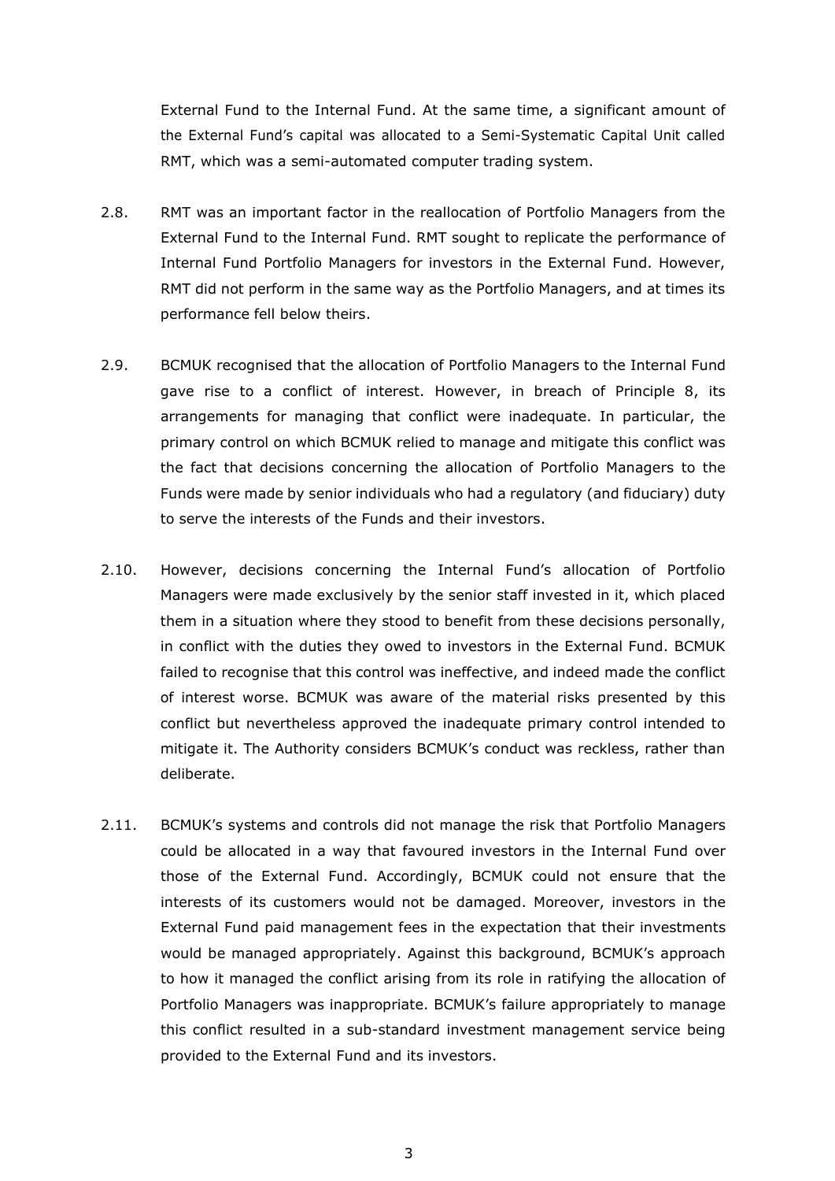External Fund to the Internal Fund. At the same time, a significant amount of the External Fund's capital was allocated to a Semi-Systematic Capital Unit called RMT, which was a semi-automated computer trading system.

2.8. RMT was an important factor in the reallocation of Portfolio Managers from the External Fund to the Internal Fund. RMT sought to replicate the performance of Internal Fund Portfolio Managers for investors in the External Fund. However, RMT did not perform in the same way as the Portfolio Managers, and at times its performance fell below theirs.

2.9. BCMUK recognised that the allocation of Portfolio Managers to the Internal Fund gave rise to a conflict of interest. However, in breach of Principle 8, its arrangements for managing that conflict were inadequate. In particular, the primary control on which BCMUK relied to manage and mitigate this conflict was the fact that decisions concerning the allocation of Portfolio Managers to the Funds were made by senior individuals who had a regulatory (and fiduciary) duty to serve the interests of the Funds and their investors.

2.10. However, decisions concerning the Internal Fund's allocation of Portfolio Managers were made exclusively by the senior staff invested in it, which placed them in a situation where they stood to benefit from these decisions personally, in conflict with the duties they owed to investors in the External Fund. BCMUK failed to recognise that this control was ineffective, and indeed made the conflict of interest worse. BCMUK was aware of the material risks presented by this conflict but nevertheless approved the inadequate primary control intended to mitigate it. The Authority considers BCMUK's conduct was reckless, rather than deliberate.

2.11. BCMUK's systems and controls did not manage the risk that Portfolio Managers could be allocated in a way that favoured investors in the Internal Fund over those of the External Fund. Accordingly, BCMUK could not ensure that the interests of its customers would not be damaged. Moreover, investors in the External Fund paid management fees in the expectation that their investments would be managed appropriately. Against this background, BCMUK's approach to how it managed the conflict arising from its role in ratifying the allocation of Portfolio Managers was inappropriate. BCMUK's failure appropriately to manage this conflict resulted in a sub-standard investment management service being provided to the External Fund and its investors.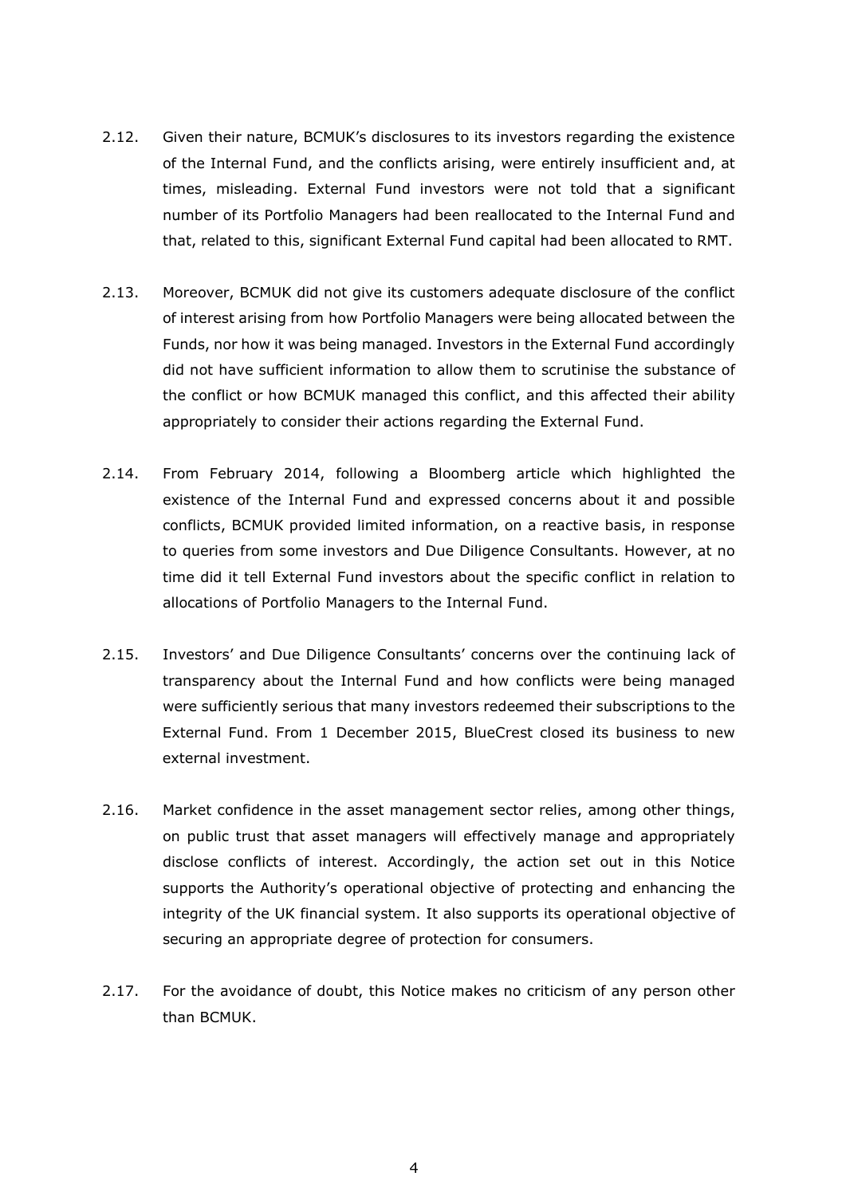2.12. Given their nature, BCMUK's disclosures to its investors regarding the existence of the Internal Fund, and the conflicts arising, were entirely insufficient and, at times, misleading. External Fund investors were not told that a significant number of its Portfolio Managers had been reallocated to the Internal Fund and that, related to this, significant External Fund capital had been allocated to RMT.

2.13. Moreover, BCMUK did not give its customers adequate disclosure of the conflict of interest arising from how Portfolio Managers were being allocated between the Funds, nor how it was being managed. Investors in the External Fund accordingly did not have sufficient information to allow them to scrutinise the substance of the conflict or how BCMUK managed this conflict, and this affected their ability appropriately to consider their actions regarding the External Fund.

2.14. From February 2014, following a Bloomberg article which highlighted the existence of the Internal Fund and expressed concerns about it and possible conflicts, BCMUK provided limited information, on a reactive basis, in response to queries from some investors and Due Diligence Consultants. However, at no time did it tell External Fund investors about the specific conflict in relation to allocations of Portfolio Managers to the Internal Fund.

2.15. Investors' and Due Diligence Consultants' concerns over the continuing lack of transparency about the Internal Fund and how conflicts were being managed were sufficiently serious that many investors redeemed their subscriptions to the External Fund. From 1 December 2015, BlueCrest closed its business to new external investment.

2.16. Market confidence in the asset management sector relies, among other things, on public trust that asset managers will effectively manage and appropriately disclose conflicts of interest. Accordingly, the action set out in this Notice supports the Authority's operational objective of protecting and enhancing the integrity of the UK financial system. It also supports its operational objective of securing an appropriate degree of protection for consumers.

2.17. For the avoidance of doubt, this Notice makes no criticism of any person other than BCMUK.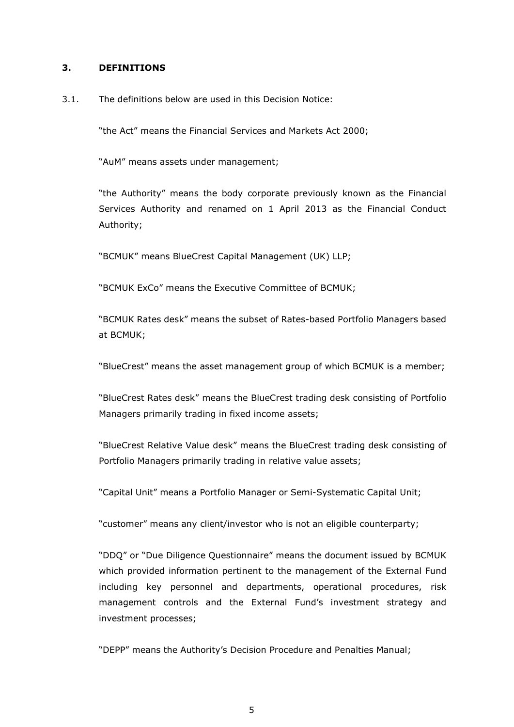## 3. DEFINITIONS

3.1. The definitions below are used in this Decision Notice:

"the Act" means the Financial Services and Markets Act 2000;

"AuM" means assets under management;

"the Authority" means the body corporate previously known as the Financial Services Authority and renamed on 1 April 2013 as the Financial Conduct Authority;

"BCMUK" means BlueCrest Capital Management (UK) LLP;

"BCMUK ExCo" means the Executive Committee of BCMUK;

"BCMUK Rates desk" means the subset of Rates-based Portfolio Managers based at BCMUK;

"BlueCrest" means the asset management group of which BCMUK is a member;

"BlueCrest Rates desk" means the BlueCrest trading desk consisting of Portfolio Managers primarily trading in fixed income assets;

"BlueCrest Relative Value desk" means the BlueCrest trading desk consisting of Portfolio Managers primarily trading in relative value assets;

"Capital Unit" means a Portfolio Manager or Semi-Systematic Capital Unit;

"customer" means any client/investor who is not an eligible counterparty;

"DDQ" or "Due Diligence Questionnaire" means the document issued by BCMUK which provided information pertinent to the management of the External Fund including key personnel and departments, operational procedures, risk management controls and the External Fund's investment strategy and investment processes;

"DEPP" means the Authority's Decision Procedure and Penalties Manual;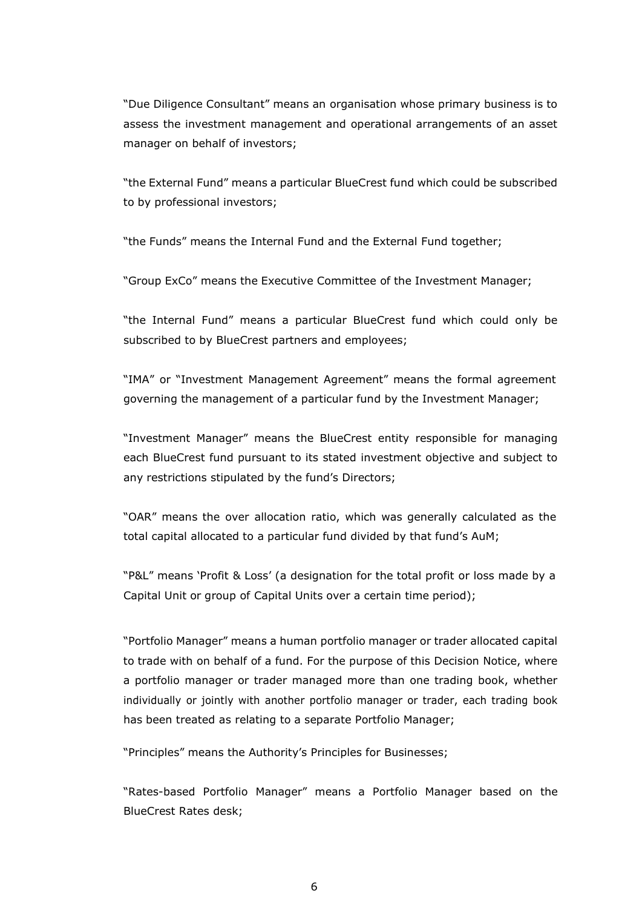"Due Diligence Consultant" means an organisation whose primary business is to assess the investment management and operational arrangements of an asset manager on behalf of investors;

"the External Fund" means a particular BlueCrest fund which could be subscribed to by professional investors;

"the Funds" means the Internal Fund and the External Fund together;

"Group ExCo" means the Executive Committee of the Investment Manager;

"the Internal Fund" means a particular BlueCrest fund which could only be subscribed to by BlueCrest partners and employees;

"IMA" or "Investment Management Agreement" means the formal agreement governing the management of a particular fund by the Investment Manager;

"Investment Manager" means the BlueCrest entity responsible for managing each BlueCrest fund pursuant to its stated investment objective and subject to any restrictions stipulated by the fund's Directors;

"OAR" means the over allocation ratio, which was generally calculated as the total capital allocated to a particular fund divided by that fund's AuM;

"P&L" means 'Profit & Loss' (a designation for the total profit or loss made by a Capital Unit or group of Capital Units over a certain time period);

"Portfolio Manager" means a human portfolio manager or trader allocated capital to trade with on behalf of a fund. For the purpose of this Decision Notice, where a portfolio manager or trader managed more than one trading book, whether individually or jointly with another portfolio manager or trader, each trading book has been treated as relating to a separate Portfolio Manager;

"Principles" means the Authority's Principles for Businesses;

"Rates-based Portfolio Manager" means a Portfolio Manager based on the BlueCrest Rates desk;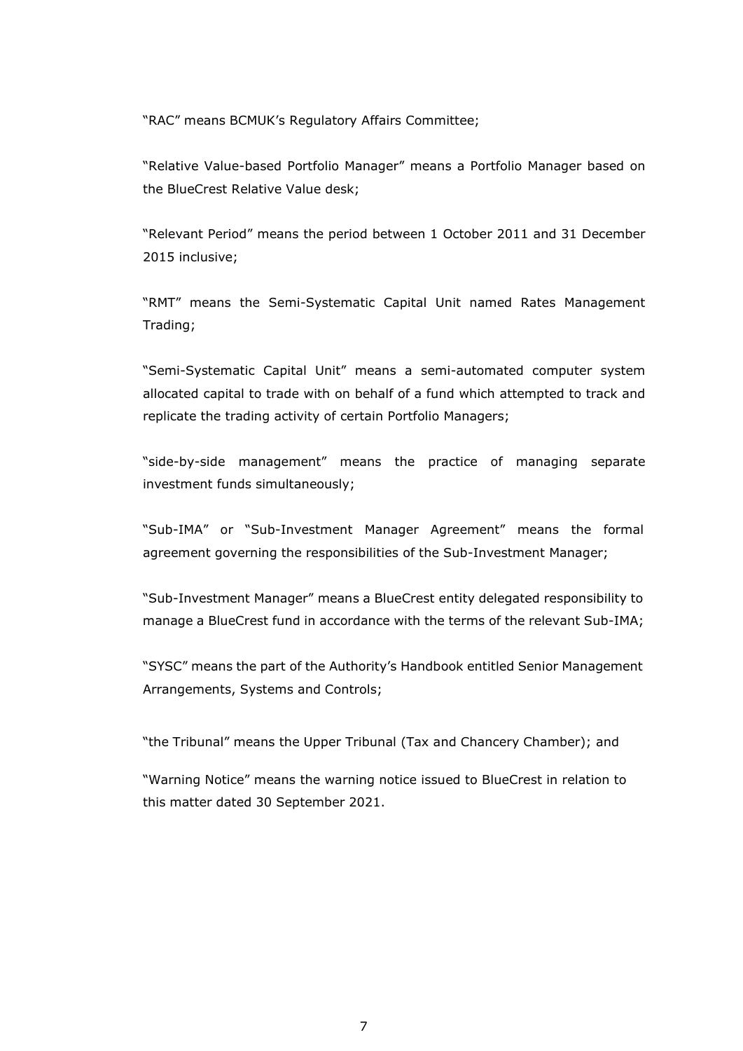"RAC" means BCMUK's Regulatory Affairs Committee;

"Relative Value-based Portfolio Manager" means a Portfolio Manager based on the BlueCrest Relative Value desk;

"Relevant Period" means the period between 1 October 2011 and 31 December 2015 inclusive;

"RMT" means the Semi-Systematic Capital Unit named Rates Management Trading;

"Semi-Systematic Capital Unit" means a semi-automated computer system allocated capital to trade with on behalf of a fund which attempted to track and replicate the trading activity of certain Portfolio Managers;

"side-by-side management" means the practice of managing separate investment funds simultaneously;

"Sub-IMA" or "Sub-Investment Manager Agreement" means the formal agreement governing the responsibilities of the Sub-Investment Manager;

"Sub-Investment Manager" means a BlueCrest entity delegated responsibility to manage a BlueCrest fund in accordance with the terms of the relevant Sub-IMA;

"SYSC" means the part of the Authority's Handbook entitled Senior Management Arrangements, Systems and Controls;

"the Tribunal" means the Upper Tribunal (Tax and Chancery Chamber); and

"Warning Notice" means the warning notice issued to BlueCrest in relation to this matter dated 30 September 2021.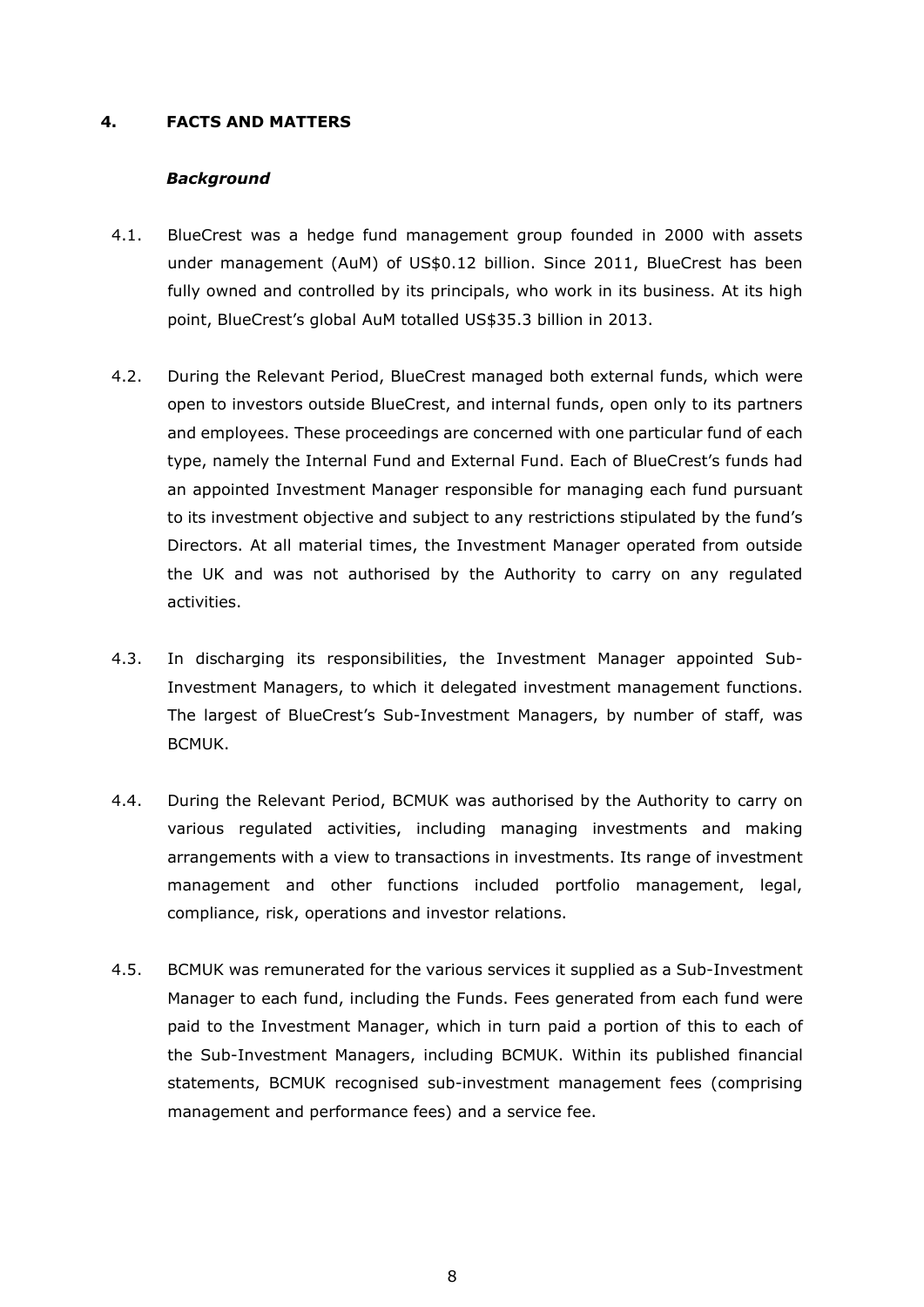## 4. FACTS AND MATTERS

### *Background*

4.1. BlueCrest was a hedge fund management group founded in 2000 with assets under management (AuM) of US$0.12 billion. Since 2011, BlueCrest has been fully owned and controlled by its principals, who work in its business. At its high point, BlueCrest's global AuM totalled US$35.3 billion in 2013.

4.2. During the Relevant Period, BlueCrest managed both external funds, which were open to investors outside BlueCrest, and internal funds, open only to its partners and employees. These proceedings are concerned with one particular fund of each type, namely the Internal Fund and External Fund. Each of BlueCrest's funds had an appointed Investment Manager responsible for managing each fund pursuant to its investment objective and subject to any restrictions stipulated by the fund's Directors. At all material times, the Investment Manager operated from outside the UK and was not authorised by the Authority to carry on any regulated activities.

4.3. In discharging its responsibilities, the Investment Manager appointed Sub-Investment Managers, to which it delegated investment management functions. The largest of BlueCrest's Sub-Investment Managers, by number of staff, was BCMUK.

4.4. During the Relevant Period, BCMUK was authorised by the Authority to carry on various regulated activities, including managing investments and making arrangements with a view to transactions in investments. Its range of investment management and other functions included portfolio management, legal, compliance, risk, operations and investor relations.

4.5. BCMUK was remunerated for the various services it supplied as a Sub-Investment Manager to each fund, including the Funds. Fees generated from each fund were paid to the Investment Manager, which in turn paid a portion of this to each of the Sub-Investment Managers, including BCMUK. Within its published financial statements, BCMUK recognised sub-investment management fees (comprising management and performance fees) and a service fee.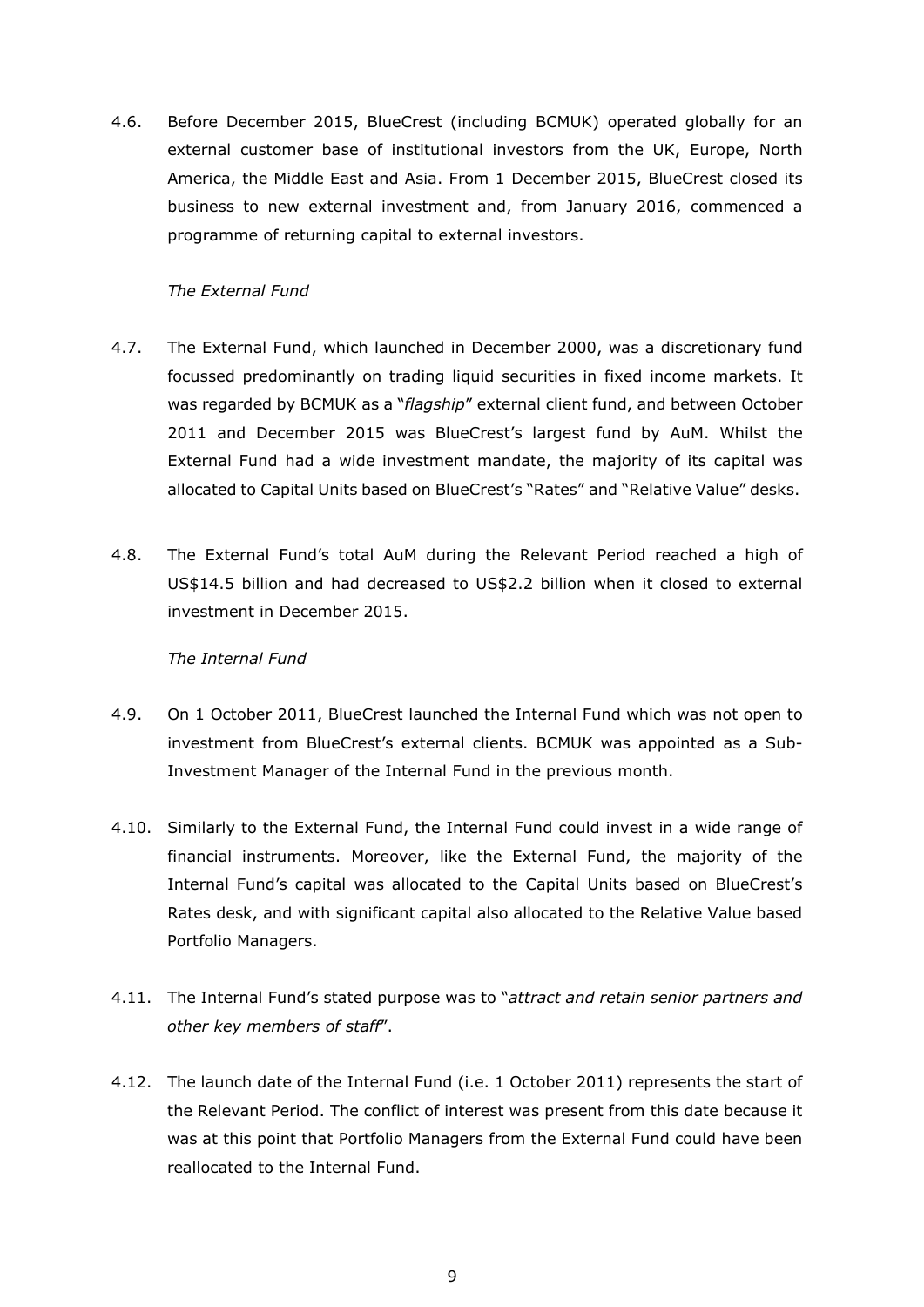4.6. Before December 2015, BlueCrest (including BCMUK) operated globally for an external customer base of institutional investors from the UK, Europe, North America, the Middle East and Asia. From 1 December 2015, BlueCrest closed its business to new external investment and, from January 2016, commenced a programme of returning capital to external investors.

*The External Fund*

4.7. The External Fund, which launched in December 2000, was a discretionary fund focussed predominantly on trading liquid securities in fixed income markets. It was regarded by BCMUK as a "*flagship*" external client fund, and between October 2011 and December 2015 was BlueCrest's largest fund by AuM. Whilst the External Fund had a wide investment mandate, the majority of its capital was allocated to Capital Units based on BlueCrest's "Rates" and "Relative Value" desks.

4.8. The External Fund's total AuM during the Relevant Period reached a high of US$14.5 billion and had decreased to US$2.2 billion when it closed to external investment in December 2015.

*The Internal Fund*

4.9. On 1 October 2011, BlueCrest launched the Internal Fund which was not open to investment from BlueCrest's external clients. BCMUK was appointed as a Sub-Investment Manager of the Internal Fund in the previous month.

4.10. Similarly to the External Fund, the Internal Fund could invest in a wide range of financial instruments. Moreover, like the External Fund, the majority of the Internal Fund's capital was allocated to the Capital Units based on BlueCrest's Rates desk, and with significant capital also allocated to the Relative Value based Portfolio Managers.

4.11. The Internal Fund's stated purpose was to "*attract and retain senior partners and other key members of staff*".

4.12. The launch date of the Internal Fund (i.e. 1 October 2011) represents the start of the Relevant Period. The conflict of interest was present from this date because it was at this point that Portfolio Managers from the External Fund could have been reallocated to the Internal Fund.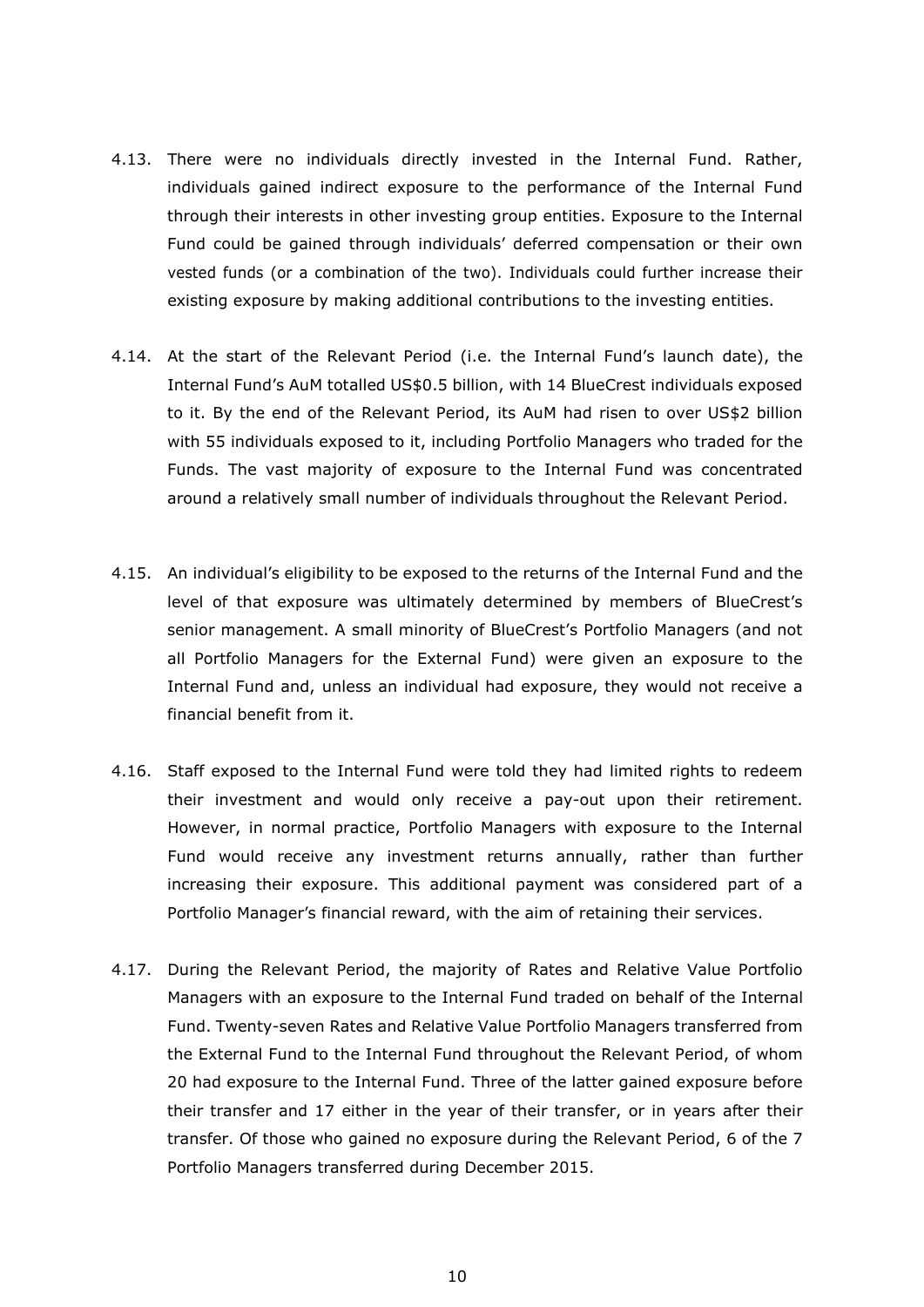4.13. There were no individuals directly invested in the Internal Fund. Rather, individuals gained indirect exposure to the performance of the Internal Fund through their interests in other investing group entities. Exposure to the Internal Fund could be gained through individuals' deferred compensation or their own vested funds (or a combination of the two). Individuals could further increase their existing exposure by making additional contributions to the investing entities.

4.14. At the start of the Relevant Period (i.e. the Internal Fund's launch date), the Internal Fund's AuM totalled US$0.5 billion, with 14 BlueCrest individuals exposed to it. By the end of the Relevant Period, its AuM had risen to over US$2 billion with 55 individuals exposed to it, including Portfolio Managers who traded for the Funds. The vast majority of exposure to the Internal Fund was concentrated around a relatively small number of individuals throughout the Relevant Period.

4.15. An individual's eligibility to be exposed to the returns of the Internal Fund and the level of that exposure was ultimately determined by members of BlueCrest's senior management. A small minority of BlueCrest's Portfolio Managers (and not all Portfolio Managers for the External Fund) were given an exposure to the Internal Fund and, unless an individual had exposure, they would not receive a financial benefit from it.

4.16. Staff exposed to the Internal Fund were told they had limited rights to redeem their investment and would only receive a pay-out upon their retirement. However, in normal practice, Portfolio Managers with exposure to the Internal Fund would receive any investment returns annually, rather than further increasing their exposure. This additional payment was considered part of a Portfolio Manager's financial reward, with the aim of retaining their services.

4.17. During the Relevant Period, the majority of Rates and Relative Value Portfolio Managers with an exposure to the Internal Fund traded on behalf of the Internal Fund. Twenty-seven Rates and Relative Value Portfolio Managers transferred from the External Fund to the Internal Fund throughout the Relevant Period, of whom 20 had exposure to the Internal Fund. Three of the latter gained exposure before their transfer and 17 either in the year of their transfer, or in years after their transfer. Of those who gained no exposure during the Relevant Period, 6 of the 7 Portfolio Managers transferred during December 2015.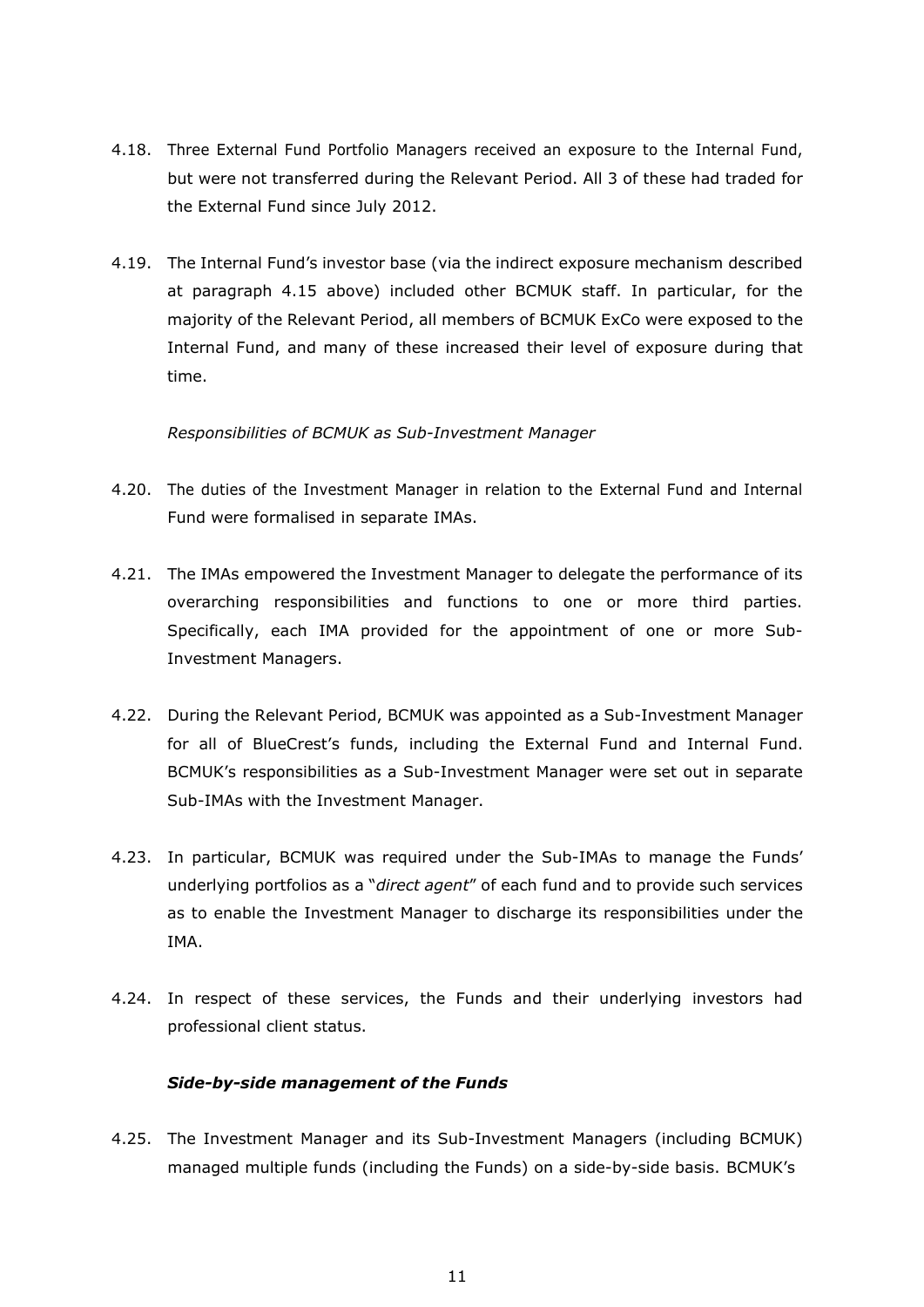4.18. Three External Fund Portfolio Managers received an exposure to the Internal Fund, but were not transferred during the Relevant Period. All 3 of these had traded for the External Fund since July 2012.

4.19. The Internal Fund's investor base (via the indirect exposure mechanism described at paragraph 4.15 above) included other BCMUK staff. In particular, for the majority of the Relevant Period, all members of BCMUK ExCo were exposed to the Internal Fund, and many of these increased their level of exposure during that time.

*Responsibilities of BCMUK as Sub-Investment Manager*

4.20. The duties of the Investment Manager in relation to the External Fund and Internal Fund were formalised in separate IMAs.

4.21. The IMAs empowered the Investment Manager to delegate the performance of its overarching responsibilities and functions to one or more third parties. Specifically, each IMA provided for the appointment of one or more Sub-Investment Managers.

4.22. During the Relevant Period, BCMUK was appointed as a Sub-Investment Manager for all of BlueCrest's funds, including the External Fund and Internal Fund. BCMUK's responsibilities as a Sub-Investment Manager were set out in separate Sub-IMAs with the Investment Manager.

4.23. In particular, BCMUK was required under the Sub-IMAs to manage the Funds' underlying portfolios as a "*direct agent*" of each fund and to provide such services as to enable the Investment Manager to discharge its responsibilities under the IMA.

4.24. In respect of these services, the Funds and their underlying investors had professional client status.

***Side-by-side management of the Funds***

4.25. The Investment Manager and its Sub-Investment Managers (including BCMUK) managed multiple funds (including the Funds) on a side-by-side basis. BCMUK's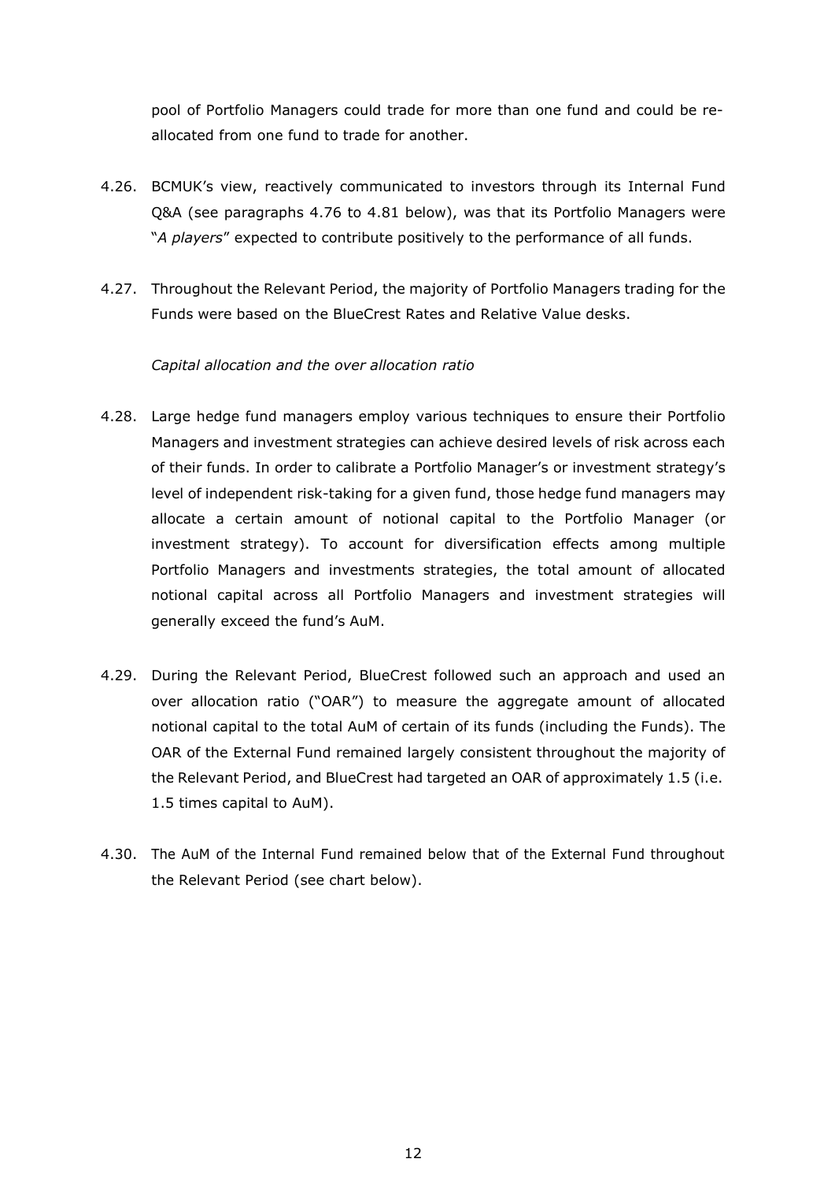pool of Portfolio Managers could trade for more than one fund and could be re-allocated from one fund to trade for another.

4.26. BCMUK's view, reactively communicated to investors through its Internal Fund Q&A (see paragraphs 4.76 to 4.81 below), was that its Portfolio Managers were "*A players*" expected to contribute positively to the performance of all funds.

4.27. Throughout the Relevant Period, the majority of Portfolio Managers trading for the Funds were based on the BlueCrest Rates and Relative Value desks.

*Capital allocation and the over allocation ratio*

4.28. Large hedge fund managers employ various techniques to ensure their Portfolio Managers and investment strategies can achieve desired levels of risk across each of their funds. In order to calibrate a Portfolio Manager's or investment strategy's level of independent risk-taking for a given fund, those hedge fund managers may allocate a certain amount of notional capital to the Portfolio Manager (or investment strategy). To account for diversification effects among multiple Portfolio Managers and investments strategies, the total amount of allocated notional capital across all Portfolio Managers and investment strategies will generally exceed the fund's AuM.

4.29. During the Relevant Period, BlueCrest followed such an approach and used an over allocation ratio ("OAR") to measure the aggregate amount of allocated notional capital to the total AuM of certain of its funds (including the Funds). The OAR of the External Fund remained largely consistent throughout the majority of the Relevant Period, and BlueCrest had targeted an OAR of approximately 1.5 (i.e. 1.5 times capital to AuM).

4.30. The AuM of the Internal Fund remained below that of the External Fund throughout the Relevant Period (see chart below).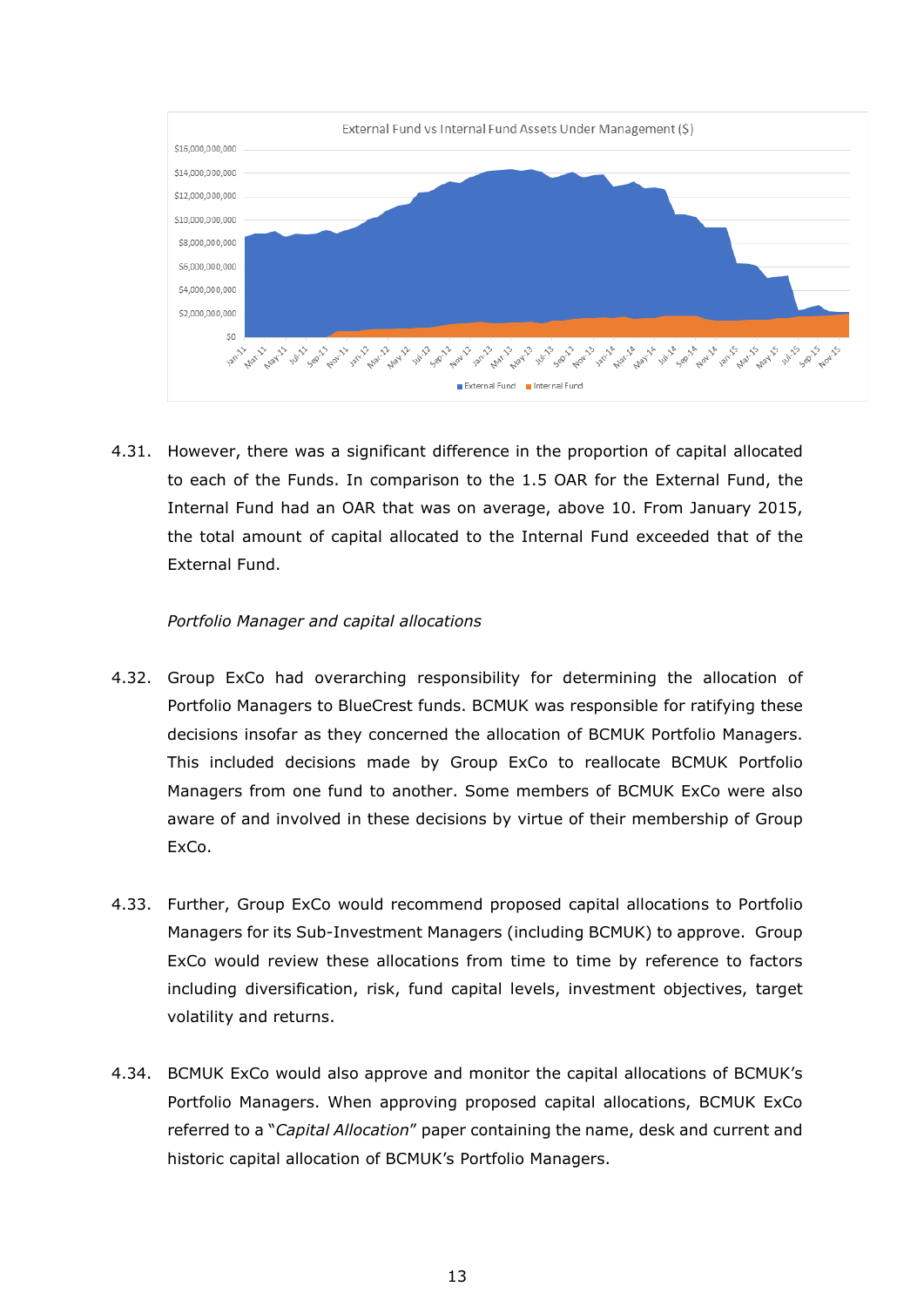External Fund vs Internal Fund Assets Under Management ($)

4.31. However, there was a significant difference in the proportion of capital allocated to each of the Funds. In comparison to the 1.5 OAR for the External Fund, the Internal Fund had an OAR that was on average, above 10. From January 2015, the total amount of capital allocated to the Internal Fund exceeded that of the External Fund.

*Portfolio Manager and capital allocations*

4.32. Group ExCo had overarching responsibility for determining the allocation of Portfolio Managers to BlueCrest funds. BCMUK was responsible for ratifying these decisions insofar as they concerned the allocation of BCMUK Portfolio Managers. This included decisions made by Group ExCo to reallocate BCMUK Portfolio Managers from one fund to another. Some members of BCMUK ExCo were also aware of and involved in these decisions by virtue of their membership of Group ExCo.

4.33. Further, Group ExCo would recommend proposed capital allocations to Portfolio Managers for its Sub-Investment Managers (including BCMUK) to approve. Group ExCo would review these allocations from time to time by reference to factors including diversification, risk, fund capital levels, investment objectives, target volatility and returns.

4.34. BCMUK ExCo would also approve and monitor the capital allocations of BCMUK's Portfolio Managers. When approving proposed capital allocations, BCMUK ExCo referred to a "*Capital Allocation*" paper containing the name, desk and current and historic capital allocation of BCMUK's Portfolio Managers.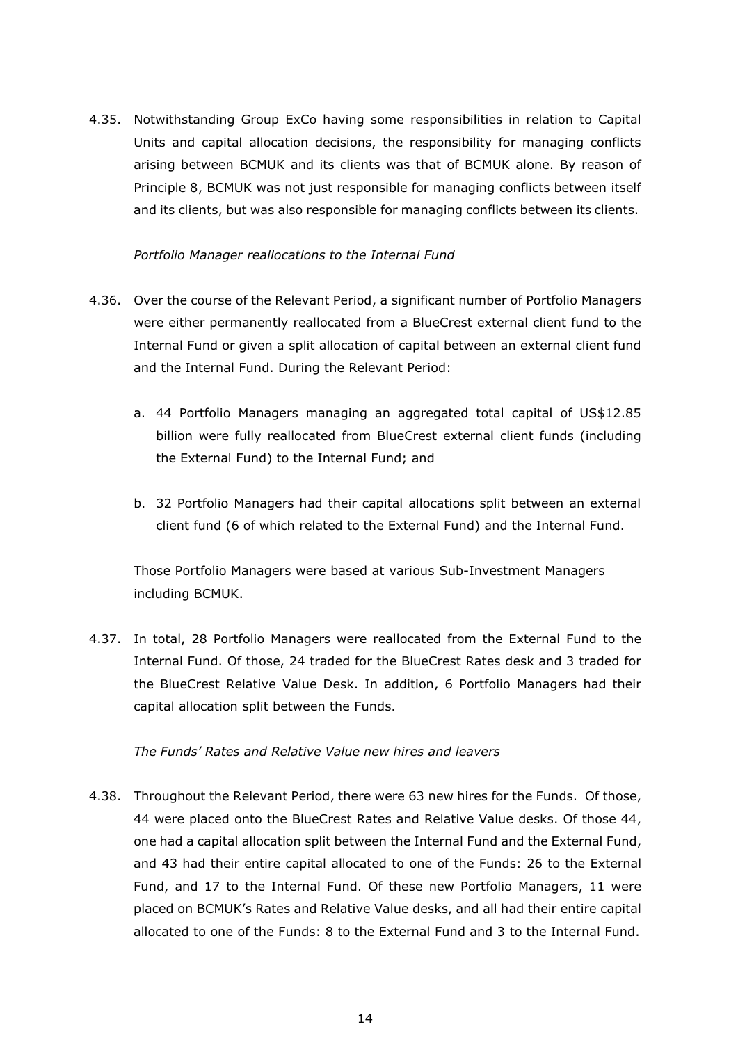4.35. Notwithstanding Group ExCo having some responsibilities in relation to Capital Units and capital allocation decisions, the responsibility for managing conflicts arising between BCMUK and its clients was that of BCMUK alone. By reason of Principle 8, BCMUK was not just responsible for managing conflicts between itself and its clients, but was also responsible for managing conflicts between its clients.

*Portfolio Manager reallocations to the Internal Fund*

4.36. Over the course of the Relevant Period, a significant number of Portfolio Managers were either permanently reallocated from a BlueCrest external client fund to the Internal Fund or given a split allocation of capital between an external client fund and the Internal Fund. During the Relevant Period:

   a. 44 Portfolio Managers managing an aggregated total capital of US$12.85 billion were fully reallocated from BlueCrest external client funds (including the External Fund) to the Internal Fund; and

   b. 32 Portfolio Managers had their capital allocations split between an external client fund (6 of which related to the External Fund) and the Internal Fund.

   Those Portfolio Managers were based at various Sub-Investment Managers including BCMUK.

4.37. In total, 28 Portfolio Managers were reallocated from the External Fund to the Internal Fund. Of those, 24 traded for the BlueCrest Rates desk and 3 traded for the BlueCrest Relative Value Desk. In addition, 6 Portfolio Managers had their capital allocation split between the Funds.

*The Funds' Rates and Relative Value new hires and leavers*

4.38. Throughout the Relevant Period, there were 63 new hires for the Funds. Of those, 44 were placed onto the BlueCrest Rates and Relative Value desks. Of those 44, one had a capital allocation split between the Internal Fund and the External Fund, and 43 had their entire capital allocated to one of the Funds: 26 to the External Fund, and 17 to the Internal Fund. Of these new Portfolio Managers, 11 were placed on BCMUK's Rates and Relative Value desks, and all had their entire capital allocated to one of the Funds: 8 to the External Fund and 3 to the Internal Fund.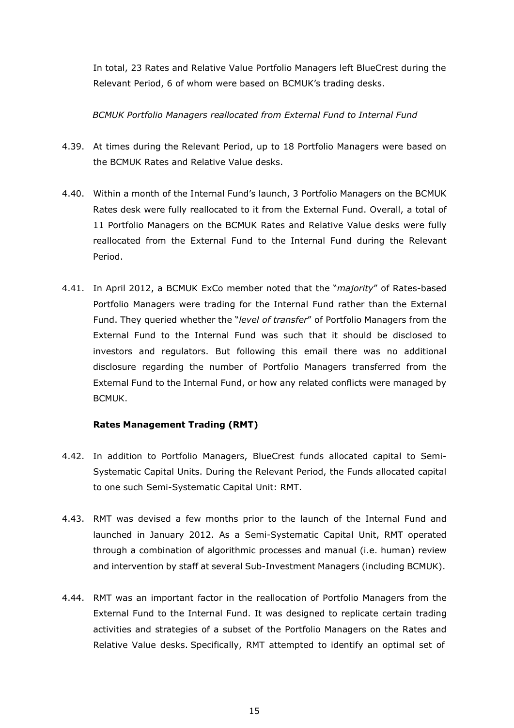In total, 23 Rates and Relative Value Portfolio Managers left BlueCrest during the Relevant Period, 6 of whom were based on BCMUK's trading desks.

*BCMUK Portfolio Managers reallocated from External Fund to Internal Fund*

4.39. At times during the Relevant Period, up to 18 Portfolio Managers were based on the BCMUK Rates and Relative Value desks.

4.40. Within a month of the Internal Fund's launch, 3 Portfolio Managers on the BCMUK Rates desk were fully reallocated to it from the External Fund. Overall, a total of 11 Portfolio Managers on the BCMUK Rates and Relative Value desks were fully reallocated from the External Fund to the Internal Fund during the Relevant Period.

4.41. In April 2012, a BCMUK ExCo member noted that the "*majority*" of Rates-based Portfolio Managers were trading for the Internal Fund rather than the External Fund. They queried whether the "*level of transfer*" of Portfolio Managers from the External Fund to the Internal Fund was such that it should be disclosed to investors and regulators. But following this email there was no additional disclosure regarding the number of Portfolio Managers transferred from the External Fund to the Internal Fund, or how any related conflicts were managed by BCMUK.

**Rates Management Trading (RMT)**

4.42. In addition to Portfolio Managers, BlueCrest funds allocated capital to Semi-Systematic Capital Units. During the Relevant Period, the Funds allocated capital to one such Semi-Systematic Capital Unit: RMT.

4.43. RMT was devised a few months prior to the launch of the Internal Fund and launched in January 2012. As a Semi-Systematic Capital Unit, RMT operated through a combination of algorithmic processes and manual (i.e. human) review and intervention by staff at several Sub-Investment Managers (including BCMUK).

4.44. RMT was an important factor in the reallocation of Portfolio Managers from the External Fund to the Internal Fund. It was designed to replicate certain trading activities and strategies of a subset of the Portfolio Managers on the Rates and Relative Value desks. Specifically, RMT attempted to identify an optimal set of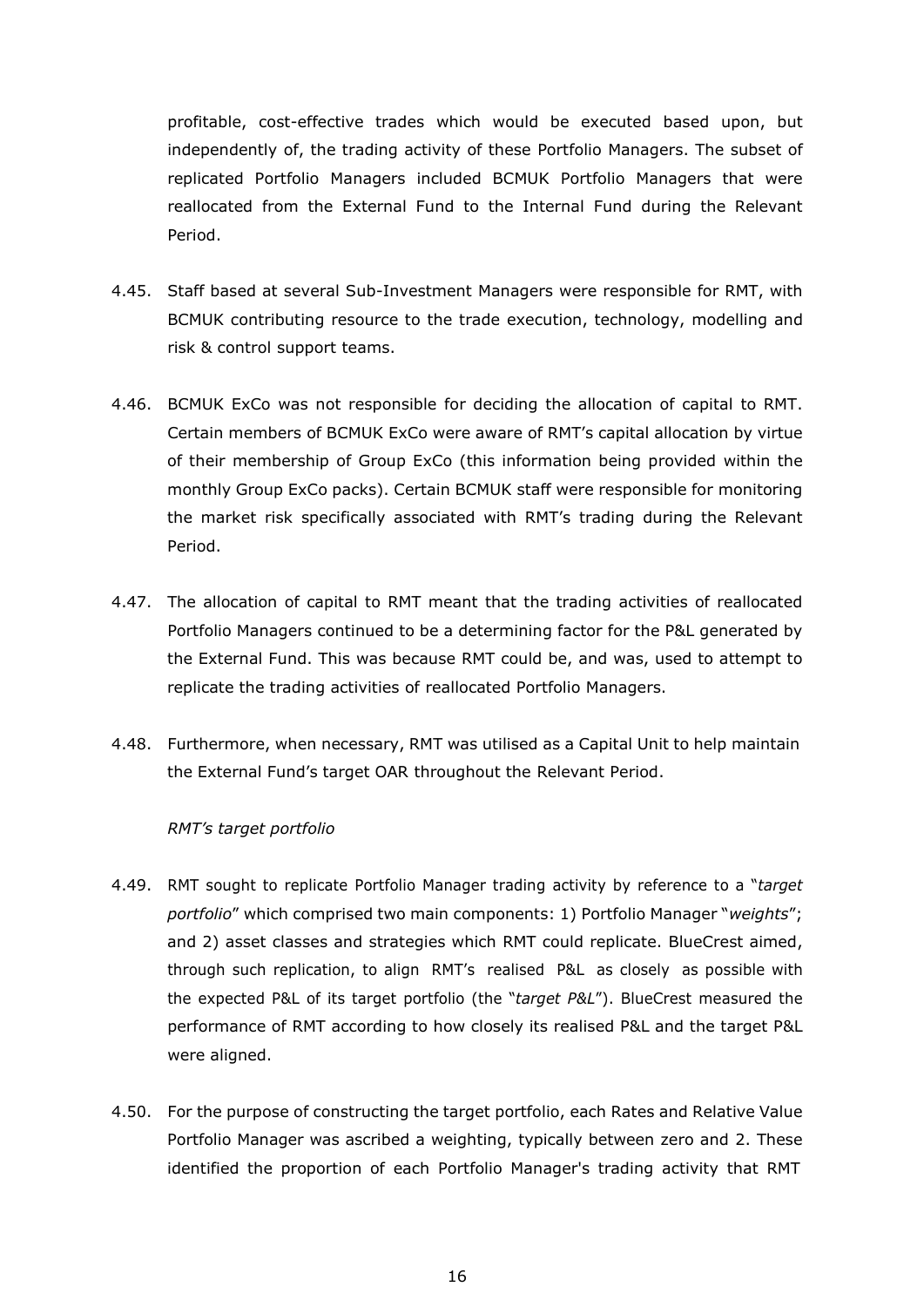profitable, cost-effective trades which would be executed based upon, but independently of, the trading activity of these Portfolio Managers. The subset of replicated Portfolio Managers included BCMUK Portfolio Managers that were reallocated from the External Fund to the Internal Fund during the Relevant Period.

4.45. Staff based at several Sub-Investment Managers were responsible for RMT, with BCMUK contributing resource to the trade execution, technology, modelling and risk & control support teams.

4.46. BCMUK ExCo was not responsible for deciding the allocation of capital to RMT. Certain members of BCMUK ExCo were aware of RMT's capital allocation by virtue of their membership of Group ExCo (this information being provided within the monthly Group ExCo packs). Certain BCMUK staff were responsible for monitoring the market risk specifically associated with RMT's trading during the Relevant Period.

4.47. The allocation of capital to RMT meant that the trading activities of reallocated Portfolio Managers continued to be a determining factor for the P&L generated by the External Fund. This was because RMT could be, and was, used to attempt to replicate the trading activities of reallocated Portfolio Managers.

4.48. Furthermore, when necessary, RMT was utilised as a Capital Unit to help maintain the External Fund's target OAR throughout the Relevant Period.

*RMT's target portfolio*

4.49. RMT sought to replicate Portfolio Manager trading activity by reference to a "*target portfolio*" which comprised two main components: 1) Portfolio Manager "*weights*"; and 2) asset classes and strategies which RMT could replicate. BlueCrest aimed, through such replication, to align RMT's realised P&L as closely as possible with the expected P&L of its target portfolio (the "*target P&L*"). BlueCrest measured the performance of RMT according to how closely its realised P&L and the target P&L were aligned.

4.50. For the purpose of constructing the target portfolio, each Rates and Relative Value Portfolio Manager was ascribed a weighting, typically between zero and 2. These identified the proportion of each Portfolio Manager's trading activity that RMT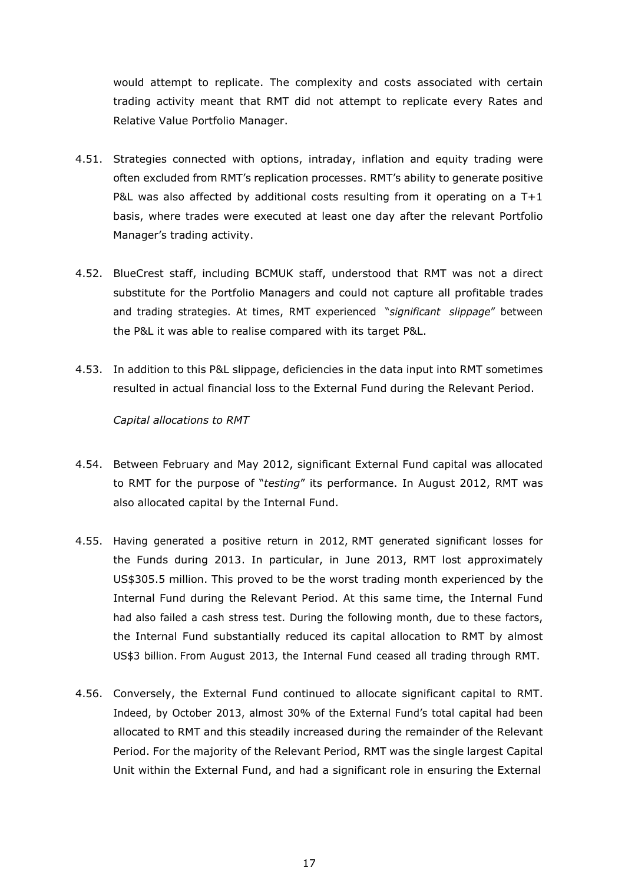would attempt to replicate. The complexity and costs associated with certain trading activity meant that RMT did not attempt to replicate every Rates and Relative Value Portfolio Manager.

4.51. Strategies connected with options, intraday, inflation and equity trading were often excluded from RMT's replication processes. RMT's ability to generate positive P&L was also affected by additional costs resulting from it operating on a T+1 basis, where trades were executed at least one day after the relevant Portfolio Manager's trading activity.

4.52. BlueCrest staff, including BCMUK staff, understood that RMT was not a direct substitute for the Portfolio Managers and could not capture all profitable trades and trading strategies. At times, RMT experienced "*significant slippage*" between the P&L it was able to realise compared with its target P&L.

4.53. In addition to this P&L slippage, deficiencies in the data input into RMT sometimes resulted in actual financial loss to the External Fund during the Relevant Period.

*Capital allocations to RMT*

4.54. Between February and May 2012, significant External Fund capital was allocated to RMT for the purpose of "*testing*" its performance. In August 2012, RMT was also allocated capital by the Internal Fund.

4.55. Having generated a positive return in 2012, RMT generated significant losses for the Funds during 2013. In particular, in June 2013, RMT lost approximately US$305.5 million. This proved to be the worst trading month experienced by the Internal Fund during the Relevant Period. At this same time, the Internal Fund had also failed a cash stress test. During the following month, due to these factors, the Internal Fund substantially reduced its capital allocation to RMT by almost US$3 billion. From August 2013, the Internal Fund ceased all trading through RMT.

4.56. Conversely, the External Fund continued to allocate significant capital to RMT. Indeed, by October 2013, almost 30% of the External Fund's total capital had been allocated to RMT and this steadily increased during the remainder of the Relevant Period. For the majority of the Relevant Period, RMT was the single largest Capital Unit within the External Fund, and had a significant role in ensuring the External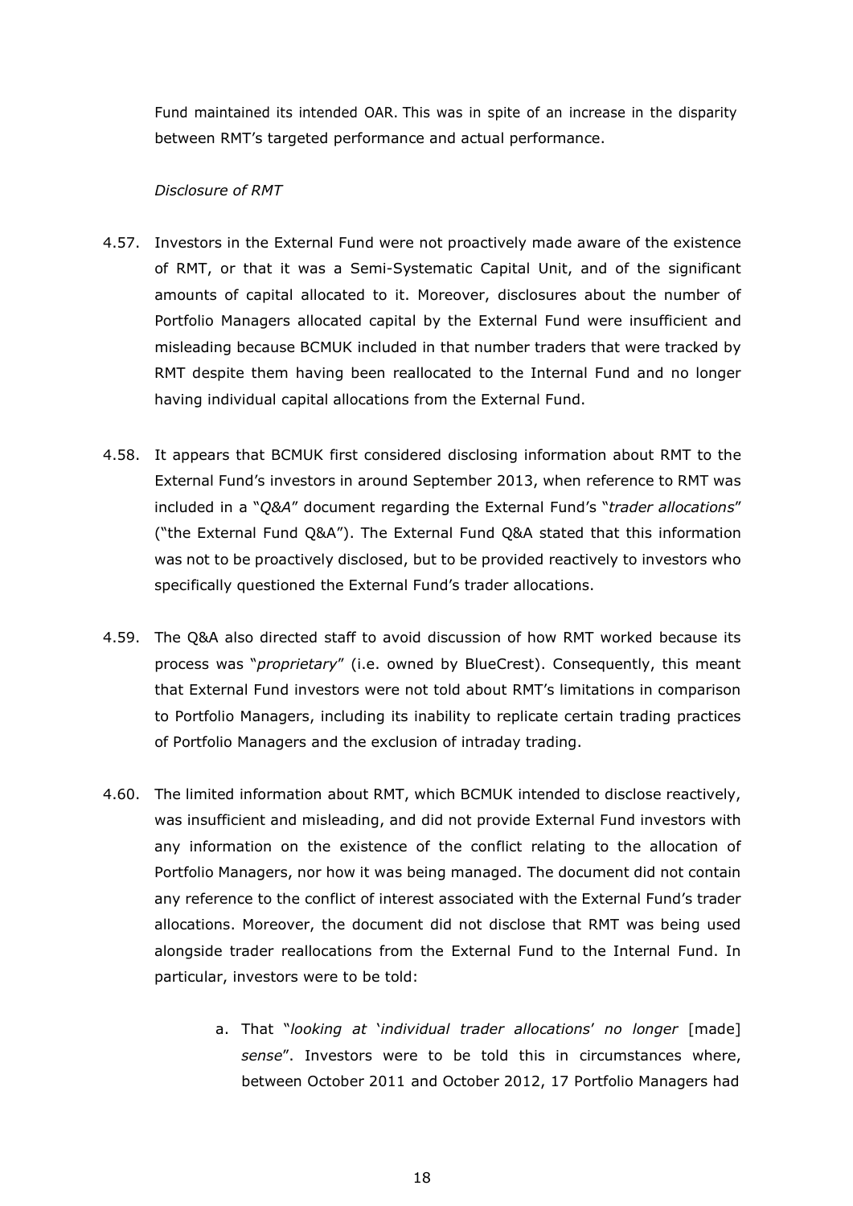Fund maintained its intended OAR. This was in spite of an increase in the disparity between RMT's targeted performance and actual performance.

*Disclosure of RMT*

4.57. Investors in the External Fund were not proactively made aware of the existence of RMT, or that it was a Semi-Systematic Capital Unit, and of the significant amounts of capital allocated to it. Moreover, disclosures about the number of Portfolio Managers allocated capital by the External Fund were insufficient and misleading because BCMUK included in that number traders that were tracked by RMT despite them having been reallocated to the Internal Fund and no longer having individual capital allocations from the External Fund.

4.58. It appears that BCMUK first considered disclosing information about RMT to the External Fund's investors in around September 2013, when reference to RMT was included in a "*Q&A*" document regarding the External Fund's "*trader allocations*" ("the External Fund Q&A"). The External Fund Q&A stated that this information was not to be proactively disclosed, but to be provided reactively to investors who specifically questioned the External Fund's trader allocations.

4.59. The Q&A also directed staff to avoid discussion of how RMT worked because its process was "*proprietary*" (i.e. owned by BlueCrest). Consequently, this meant that External Fund investors were not told about RMT's limitations in comparison to Portfolio Managers, including its inability to replicate certain trading practices of Portfolio Managers and the exclusion of intraday trading.

4.60. The limited information about RMT, which BCMUK intended to disclose reactively, was insufficient and misleading, and did not provide External Fund investors with any information on the existence of the conflict relating to the allocation of Portfolio Managers, nor how it was being managed. The document did not contain any reference to the conflict of interest associated with the External Fund's trader allocations. Moreover, the document did not disclose that RMT was being used alongside trader reallocations from the External Fund to the Internal Fund. In particular, investors were to be told:

   a. That "*looking at 'individual trader allocations' no longer* [made] *sense*". Investors were to be told this in circumstances where, between October 2011 and October 2012, 17 Portfolio Managers had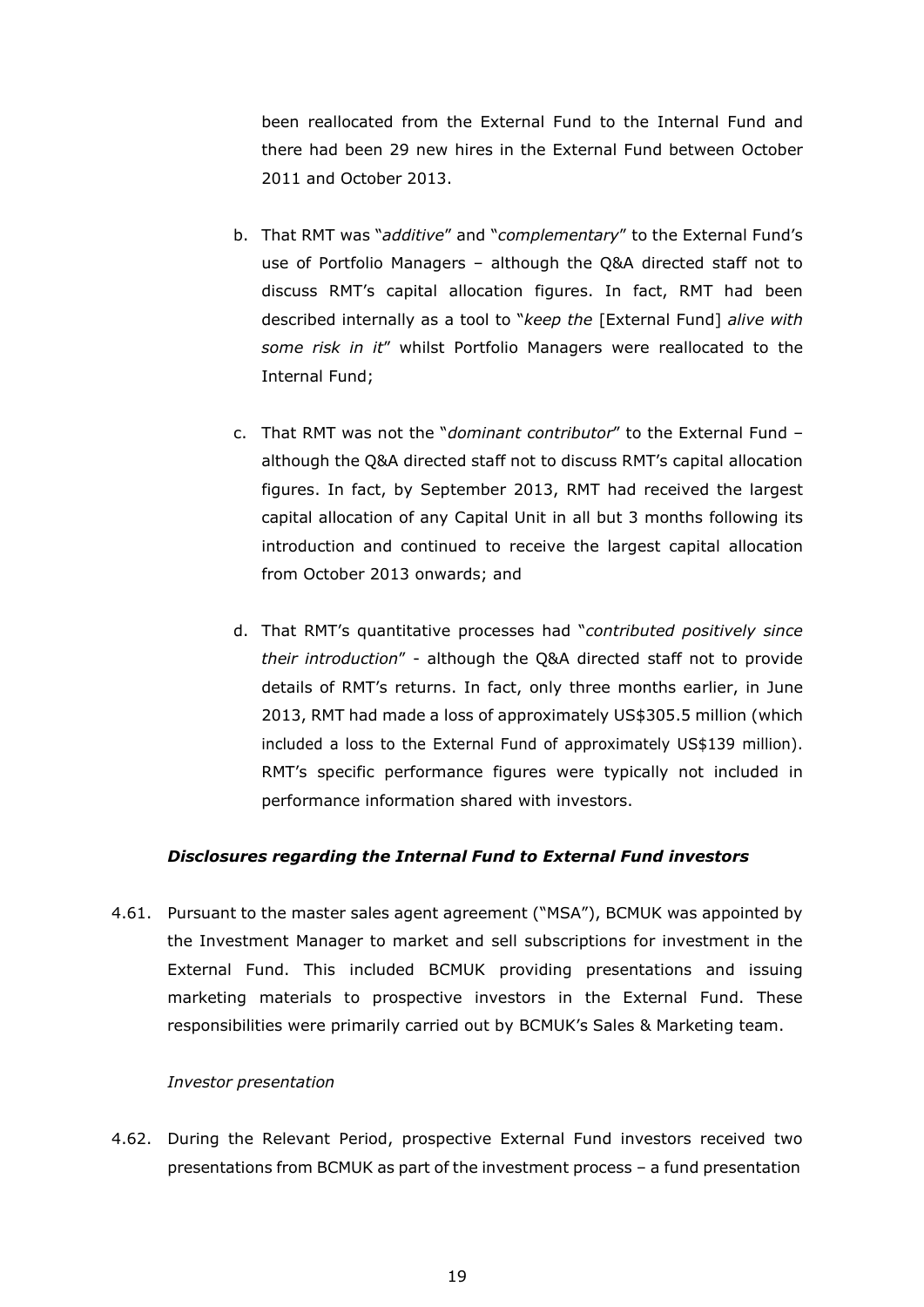been reallocated from the External Fund to the Internal Fund and there had been 29 new hires in the External Fund between October 2011 and October 2013.

b. That RMT was "*additive*" and "*complementary*" to the External Fund's use of Portfolio Managers – although the Q&A directed staff not to discuss RMT's capital allocation figures. In fact, RMT had been described internally as a tool to "*keep the* [External Fund] *alive with some risk in it*" whilst Portfolio Managers were reallocated to the Internal Fund;

c. That RMT was not the "*dominant contributor*" to the External Fund – although the Q&A directed staff not to discuss RMT's capital allocation figures. In fact, by September 2013, RMT had received the largest capital allocation of any Capital Unit in all but 3 months following its introduction and continued to receive the largest capital allocation from October 2013 onwards; and

d. That RMT's quantitative processes had "*contributed positively since their introduction*" - although the Q&A directed staff not to provide details of RMT's returns. In fact, only three months earlier, in June 2013, RMT had made a loss of approximately US$305.5 million (which included a loss to the External Fund of approximately US$139 million). RMT's specific performance figures were typically not included in performance information shared with investors.

***Disclosures regarding the Internal Fund to External Fund investors***

4.61. Pursuant to the master sales agent agreement ("MSA"), BCMUK was appointed by the Investment Manager to market and sell subscriptions for investment in the External Fund. This included BCMUK providing presentations and issuing marketing materials to prospective investors in the External Fund. These responsibilities were primarily carried out by BCMUK's Sales & Marketing team.

*Investor presentation*

4.62. During the Relevant Period, prospective External Fund investors received two presentations from BCMUK as part of the investment process – a fund presentation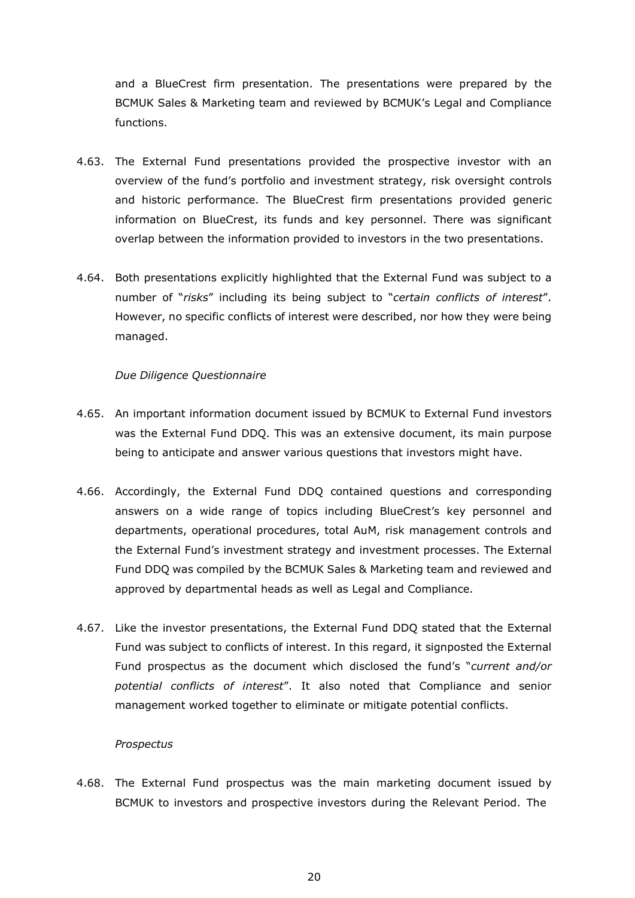and a BlueCrest firm presentation. The presentations were prepared by the BCMUK Sales & Marketing team and reviewed by BCMUK's Legal and Compliance functions.

4.63. The External Fund presentations provided the prospective investor with an overview of the fund's portfolio and investment strategy, risk oversight controls and historic performance. The BlueCrest firm presentations provided generic information on BlueCrest, its funds and key personnel. There was significant overlap between the information provided to investors in the two presentations.

4.64. Both presentations explicitly highlighted that the External Fund was subject to a number of "*risks*" including its being subject to "*certain conflicts of interest*". However, no specific conflicts of interest were described, nor how they were being managed.

*Due Diligence Questionnaire*

4.65. An important information document issued by BCMUK to External Fund investors was the External Fund DDQ. This was an extensive document, its main purpose being to anticipate and answer various questions that investors might have.

4.66. Accordingly, the External Fund DDQ contained questions and corresponding answers on a wide range of topics including BlueCrest's key personnel and departments, operational procedures, total AuM, risk management controls and the External Fund's investment strategy and investment processes. The External Fund DDQ was compiled by the BCMUK Sales & Marketing team and reviewed and approved by departmental heads as well as Legal and Compliance.

4.67. Like the investor presentations, the External Fund DDQ stated that the External Fund was subject to conflicts of interest. In this regard, it signposted the External Fund prospectus as the document which disclosed the fund's "*current and/or potential conflicts of interest*". It also noted that Compliance and senior management worked together to eliminate or mitigate potential conflicts.

*Prospectus*

4.68. The External Fund prospectus was the main marketing document issued by BCMUK to investors and prospective investors during the Relevant Period. The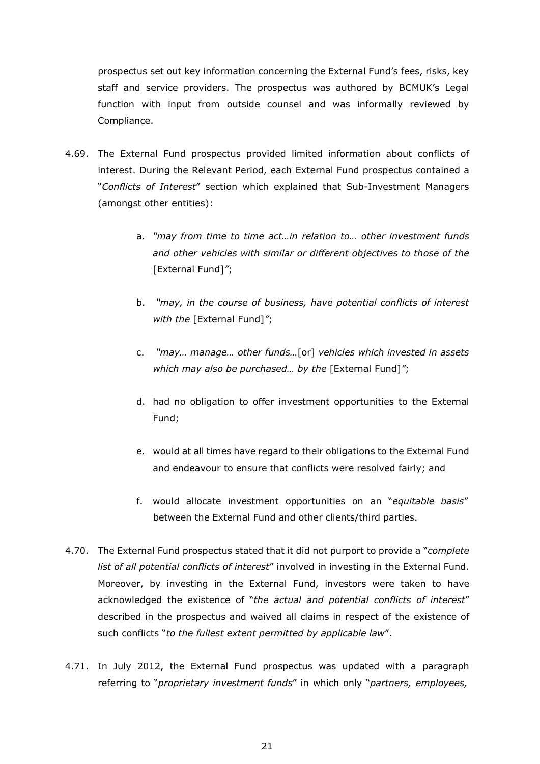prospectus set out key information concerning the External Fund's fees, risks, key staff and service providers. The prospectus was authored by BCMUK's Legal function with input from outside counsel and was informally reviewed by Compliance.

4.69. The External Fund prospectus provided limited information about conflicts of interest. During the Relevant Period, each External Fund prospectus contained a "*Conflicts of Interest*" section which explained that Sub-Investment Managers (amongst other entities):

   a. *"may from time to time act…in relation to… other investment funds and other vehicles with similar or different objectives to those of the* [External Fund]*"*;

   b. *"may, in the course of business, have potential conflicts of interest with the* [External Fund]*"*;

   c. *"may… manage… other funds…*[or] *vehicles which invested in assets which may also be purchased… by the* [External Fund]*"*;

   d. had no obligation to offer investment opportunities to the External Fund;

   e. would at all times have regard to their obligations to the External Fund and endeavour to ensure that conflicts were resolved fairly; and

   f. would allocate investment opportunities on an "*equitable basis*" between the External Fund and other clients/third parties.

4.70. The External Fund prospectus stated that it did not purport to provide a "*complete list of all potential conflicts of interest*" involved in investing in the External Fund. Moreover, by investing in the External Fund, investors were taken to have acknowledged the existence of "*the actual and potential conflicts of interest*" described in the prospectus and waived all claims in respect of the existence of such conflicts "*to the fullest extent permitted by applicable law*".

4.71. In July 2012, the External Fund prospectus was updated with a paragraph referring to "*proprietary investment funds*" in which only "*partners, employees,*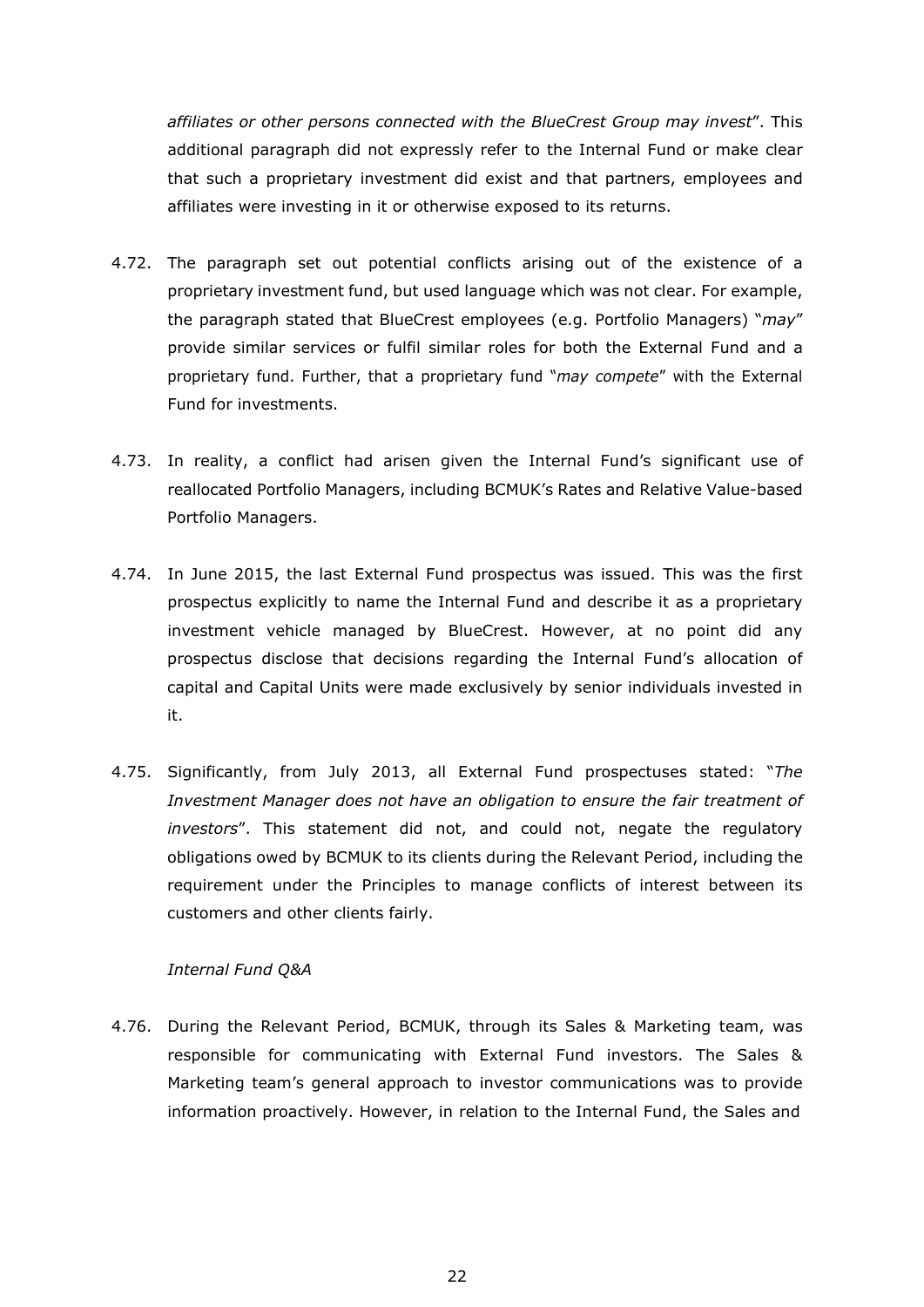*affiliates or other persons connected with the BlueCrest Group may invest*". This additional paragraph did not expressly refer to the Internal Fund or make clear that such a proprietary investment did exist and that partners, employees and affiliates were investing in it or otherwise exposed to its returns.

4.72. The paragraph set out potential conflicts arising out of the existence of a proprietary investment fund, but used language which was not clear. For example, the paragraph stated that BlueCrest employees (e.g. Portfolio Managers) "*may*" provide similar services or fulfil similar roles for both the External Fund and a proprietary fund. Further, that a proprietary fund "*may compete*" with the External Fund for investments.

4.73. In reality, a conflict had arisen given the Internal Fund's significant use of reallocated Portfolio Managers, including BCMUK's Rates and Relative Value-based Portfolio Managers.

4.74. In June 2015, the last External Fund prospectus was issued. This was the first prospectus explicitly to name the Internal Fund and describe it as a proprietary investment vehicle managed by BlueCrest. However, at no point did any prospectus disclose that decisions regarding the Internal Fund's allocation of capital and Capital Units were made exclusively by senior individuals invested in it.

4.75. Significantly, from July 2013, all External Fund prospectuses stated: "*The Investment Manager does not have an obligation to ensure the fair treatment of investors*". This statement did not, and could not, negate the regulatory obligations owed by BCMUK to its clients during the Relevant Period, including the requirement under the Principles to manage conflicts of interest between its customers and other clients fairly.

*Internal Fund Q&A*

4.76. During the Relevant Period, BCMUK, through its Sales & Marketing team, was responsible for communicating with External Fund investors. The Sales & Marketing team's general approach to investor communications was to provide information proactively. However, in relation to the Internal Fund, the Sales and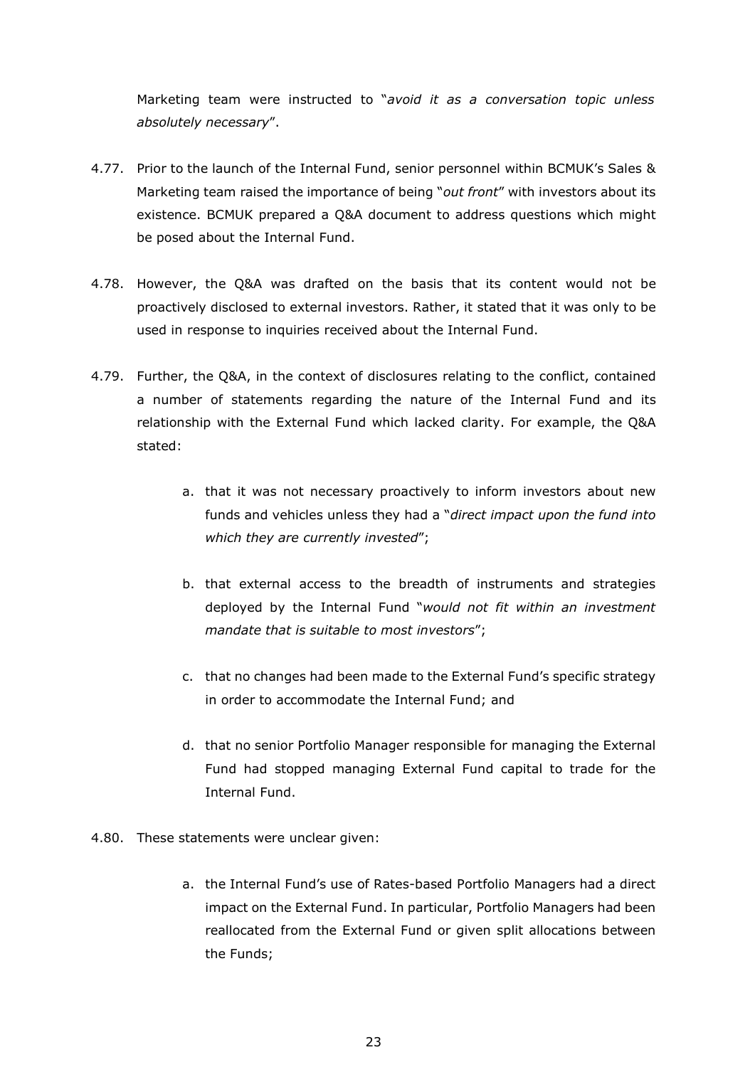Marketing team were instructed to "*avoid it as a conversation topic unless absolutely necessary*".

4.77. Prior to the launch of the Internal Fund, senior personnel within BCMUK's Sales & Marketing team raised the importance of being "*out front*" with investors about its existence. BCMUK prepared a Q&A document to address questions which might be posed about the Internal Fund.

4.78. However, the Q&A was drafted on the basis that its content would not be proactively disclosed to external investors. Rather, it stated that it was only to be used in response to inquiries received about the Internal Fund.

4.79. Further, the Q&A, in the context of disclosures relating to the conflict, contained a number of statements regarding the nature of the Internal Fund and its relationship with the External Fund which lacked clarity. For example, the Q&A stated:

a. that it was not necessary proactively to inform investors about new funds and vehicles unless they had a "*direct impact upon the fund into which they are currently invested*";

b. that external access to the breadth of instruments and strategies deployed by the Internal Fund "*would not fit within an investment mandate that is suitable to most investors*";

c. that no changes had been made to the External Fund's specific strategy in order to accommodate the Internal Fund; and

d. that no senior Portfolio Manager responsible for managing the External Fund had stopped managing External Fund capital to trade for the Internal Fund.

4.80. These statements were unclear given:

a. the Internal Fund's use of Rates-based Portfolio Managers had a direct impact on the External Fund. In particular, Portfolio Managers had been reallocated from the External Fund or given split allocations between the Funds;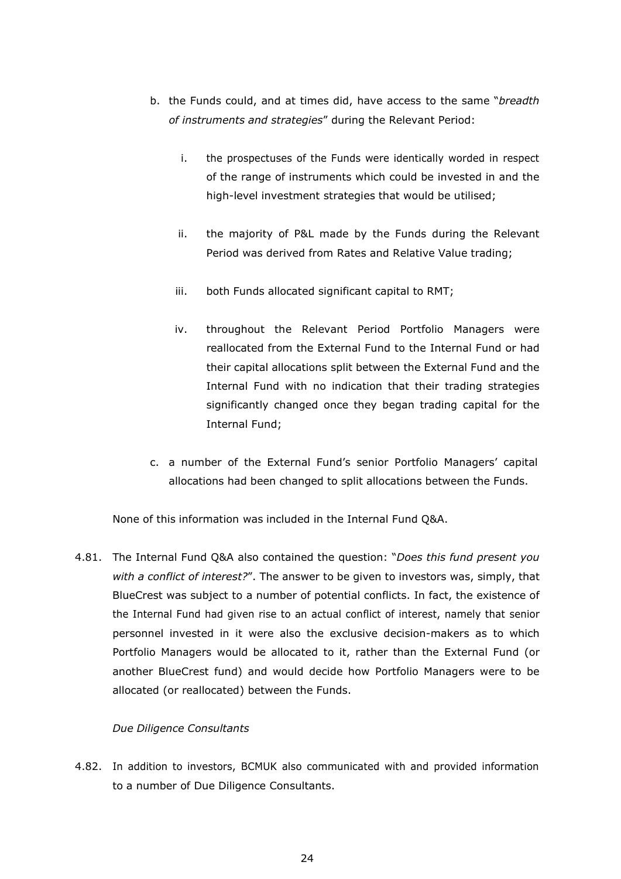b. the Funds could, and at times did, have access to the same "*breadth of instruments and strategies*" during the Relevant Period:

   i. the prospectuses of the Funds were identically worded in respect of the range of instruments which could be invested in and the high-level investment strategies that would be utilised;

   ii. the majority of P&L made by the Funds during the Relevant Period was derived from Rates and Relative Value trading;

   iii. both Funds allocated significant capital to RMT;

   iv. throughout the Relevant Period Portfolio Managers were reallocated from the External Fund to the Internal Fund or had their capital allocations split between the External Fund and the Internal Fund with no indication that their trading strategies significantly changed once they began trading capital for the Internal Fund;

c. a number of the External Fund's senior Portfolio Managers' capital allocations had been changed to split allocations between the Funds.

None of this information was included in the Internal Fund Q&A.

4.81. The Internal Fund Q&A also contained the question: "*Does this fund present you with a conflict of interest?*". The answer to be given to investors was, simply, that BlueCrest was subject to a number of potential conflicts. In fact, the existence of the Internal Fund had given rise to an actual conflict of interest, namely that senior personnel invested in it were also the exclusive decision-makers as to which Portfolio Managers would be allocated to it, rather than the External Fund (or another BlueCrest fund) and would decide how Portfolio Managers were to be allocated (or reallocated) between the Funds.

*Due Diligence Consultants*

4.82. In addition to investors, BCMUK also communicated with and provided information to a number of Due Diligence Consultants.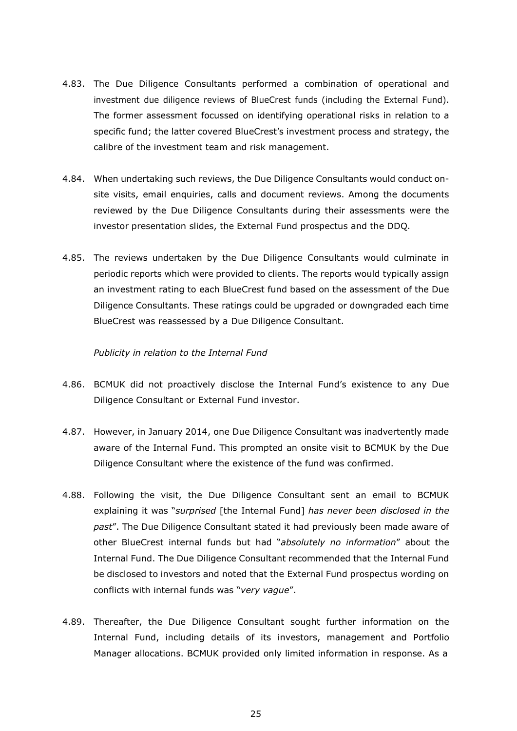4.83. The Due Diligence Consultants performed a combination of operational and investment due diligence reviews of BlueCrest funds (including the External Fund). The former assessment focussed on identifying operational risks in relation to a specific fund; the latter covered BlueCrest's investment process and strategy, the calibre of the investment team and risk management.

4.84. When undertaking such reviews, the Due Diligence Consultants would conduct on-site visits, email enquiries, calls and document reviews. Among the documents reviewed by the Due Diligence Consultants during their assessments were the investor presentation slides, the External Fund prospectus and the DDQ.

4.85. The reviews undertaken by the Due Diligence Consultants would culminate in periodic reports which were provided to clients. The reports would typically assign an investment rating to each BlueCrest fund based on the assessment of the Due Diligence Consultants. These ratings could be upgraded or downgraded each time BlueCrest was reassessed by a Due Diligence Consultant.

*Publicity in relation to the Internal Fund*

4.86. BCMUK did not proactively disclose the Internal Fund's existence to any Due Diligence Consultant or External Fund investor.

4.87. However, in January 2014, one Due Diligence Consultant was inadvertently made aware of the Internal Fund. This prompted an onsite visit to BCMUK by the Due Diligence Consultant where the existence of the fund was confirmed.

4.88. Following the visit, the Due Diligence Consultant sent an email to BCMUK explaining it was "*surprised* [the Internal Fund] *has never been disclosed in the past*". The Due Diligence Consultant stated it had previously been made aware of other BlueCrest internal funds but had "*absolutely no information*" about the Internal Fund. The Due Diligence Consultant recommended that the Internal Fund be disclosed to investors and noted that the External Fund prospectus wording on conflicts with internal funds was "*very vague*".

4.89. Thereafter, the Due Diligence Consultant sought further information on the Internal Fund, including details of its investors, management and Portfolio Manager allocations. BCMUK provided only limited information in response. As a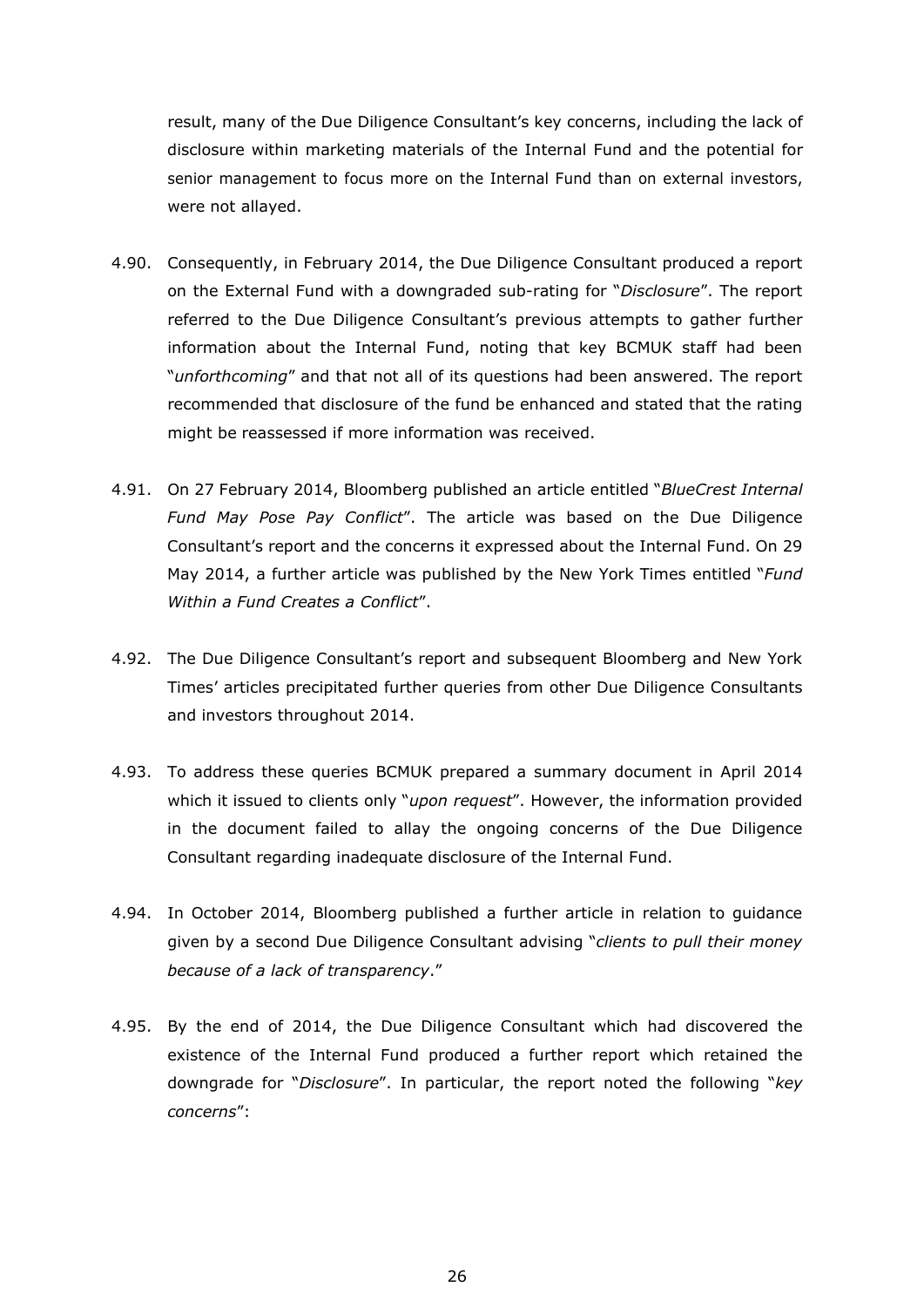result, many of the Due Diligence Consultant's key concerns, including the lack of disclosure within marketing materials of the Internal Fund and the potential for senior management to focus more on the Internal Fund than on external investors, were not allayed.

4.90. Consequently, in February 2014, the Due Diligence Consultant produced a report on the External Fund with a downgraded sub-rating for "*Disclosure*". The report referred to the Due Diligence Consultant's previous attempts to gather further information about the Internal Fund, noting that key BCMUK staff had been "*unforthcoming*" and that not all of its questions had been answered. The report recommended that disclosure of the fund be enhanced and stated that the rating might be reassessed if more information was received.

4.91. On 27 February 2014, Bloomberg published an article entitled "*BlueCrest Internal Fund May Pose Pay Conflict*". The article was based on the Due Diligence Consultant's report and the concerns it expressed about the Internal Fund. On 29 May 2014, a further article was published by the New York Times entitled "*Fund Within a Fund Creates a Conflict*".

4.92. The Due Diligence Consultant's report and subsequent Bloomberg and New York Times' articles precipitated further queries from other Due Diligence Consultants and investors throughout 2014.

4.93. To address these queries BCMUK prepared a summary document in April 2014 which it issued to clients only "*upon request*". However, the information provided in the document failed to allay the ongoing concerns of the Due Diligence Consultant regarding inadequate disclosure of the Internal Fund.

4.94. In October 2014, Bloomberg published a further article in relation to guidance given by a second Due Diligence Consultant advising "*clients to pull their money because of a lack of transparency*."

4.95. By the end of 2014, the Due Diligence Consultant which had discovered the existence of the Internal Fund produced a further report which retained the downgrade for "*Disclosure*". In particular, the report noted the following "*key concerns*":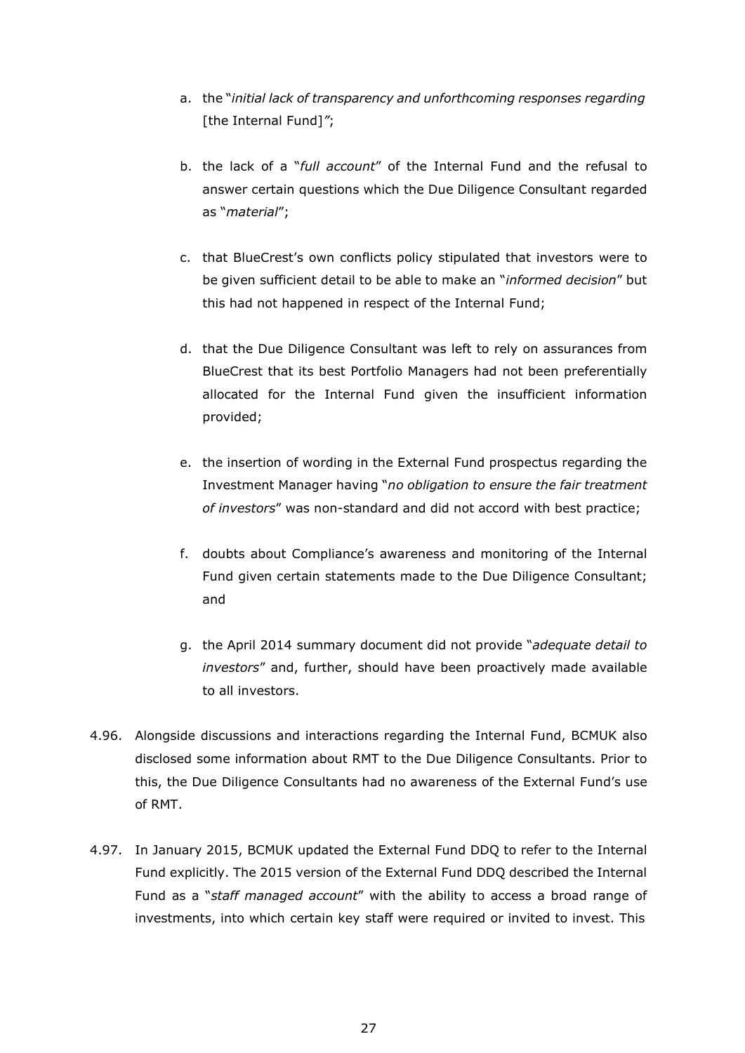a. the "*initial lack of transparency and unforthcoming responses regarding* [the Internal Fund]*"*;

b. the lack of a "*full account*" of the Internal Fund and the refusal to answer certain questions which the Due Diligence Consultant regarded as "*material*";

c. that BlueCrest's own conflicts policy stipulated that investors were to be given sufficient detail to be able to make an "*informed decision*" but this had not happened in respect of the Internal Fund;

d. that the Due Diligence Consultant was left to rely on assurances from BlueCrest that its best Portfolio Managers had not been preferentially allocated for the Internal Fund given the insufficient information provided;

e. the insertion of wording in the External Fund prospectus regarding the Investment Manager having "*no obligation to ensure the fair treatment of investors*" was non-standard and did not accord with best practice;

f. doubts about Compliance's awareness and monitoring of the Internal Fund given certain statements made to the Due Diligence Consultant; and

g. the April 2014 summary document did not provide "*adequate detail to investors*" and, further, should have been proactively made available to all investors.

4.96. Alongside discussions and interactions regarding the Internal Fund, BCMUK also disclosed some information about RMT to the Due Diligence Consultants. Prior to this, the Due Diligence Consultants had no awareness of the External Fund's use of RMT.

4.97. In January 2015, BCMUK updated the External Fund DDQ to refer to the Internal Fund explicitly. The 2015 version of the External Fund DDQ described the Internal Fund as a "*staff managed account*" with the ability to access a broad range of investments, into which certain key staff were required or invited to invest. This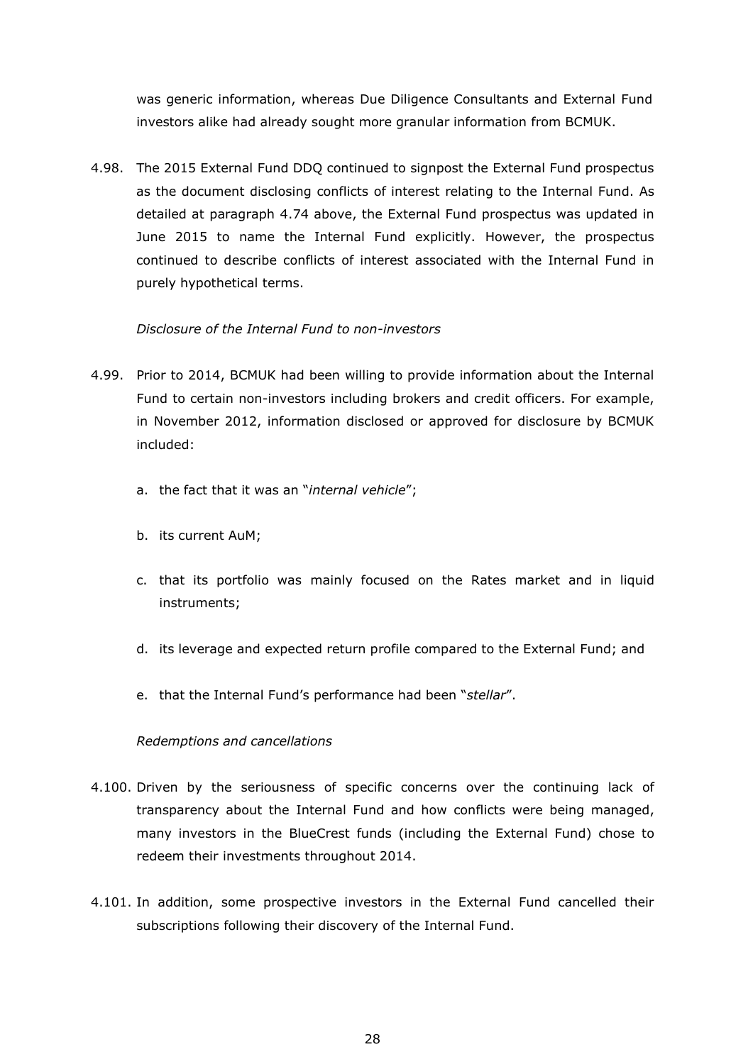was generic information, whereas Due Diligence Consultants and External Fund investors alike had already sought more granular information from BCMUK.

4.98. The 2015 External Fund DDQ continued to signpost the External Fund prospectus as the document disclosing conflicts of interest relating to the Internal Fund. As detailed at paragraph 4.74 above, the External Fund prospectus was updated in June 2015 to name the Internal Fund explicitly. However, the prospectus continued to describe conflicts of interest associated with the Internal Fund in purely hypothetical terms.

*Disclosure of the Internal Fund to non-investors*

4.99. Prior to 2014, BCMUK had been willing to provide information about the Internal Fund to certain non-investors including brokers and credit officers. For example, in November 2012, information disclosed or approved for disclosure by BCMUK included:

a. the fact that it was an "*internal vehicle*";

b. its current AuM;

c. that its portfolio was mainly focused on the Rates market and in liquid instruments;

d. its leverage and expected return profile compared to the External Fund; and

e. that the Internal Fund's performance had been "*stellar*".

*Redemptions and cancellations*

4.100. Driven by the seriousness of specific concerns over the continuing lack of transparency about the Internal Fund and how conflicts were being managed, many investors in the BlueCrest funds (including the External Fund) chose to redeem their investments throughout 2014.

4.101. In addition, some prospective investors in the External Fund cancelled their subscriptions following their discovery of the Internal Fund.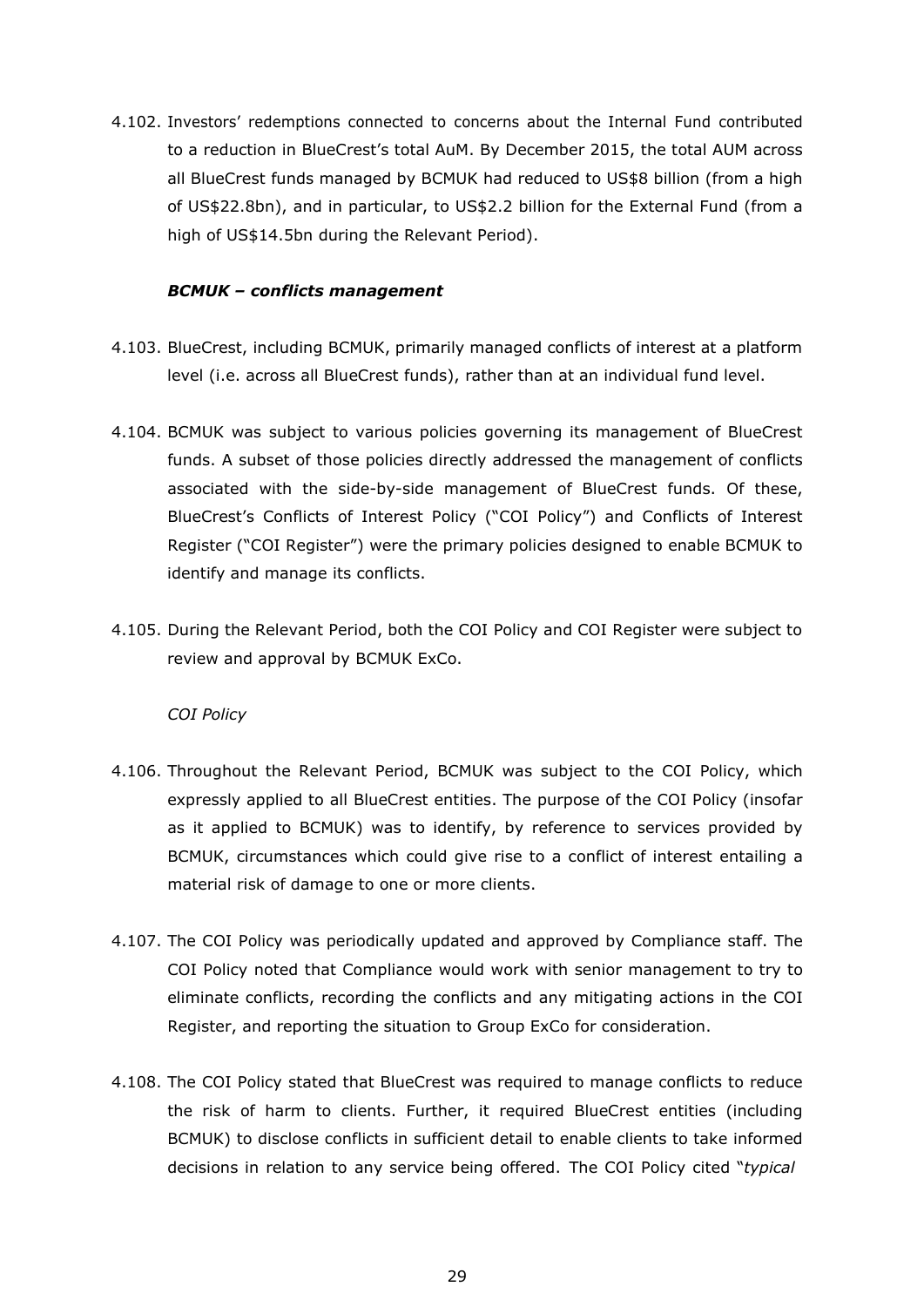4.102. Investors' redemptions connected to concerns about the Internal Fund contributed to a reduction in BlueCrest's total AuM. By December 2015, the total AUM across all BlueCrest funds managed by BCMUK had reduced to US$8 billion (from a high of US$22.8bn), and in particular, to US$2.2 billion for the External Fund (from a high of US$14.5bn during the Relevant Period).

***BCMUK – conflicts management***

4.103. BlueCrest, including BCMUK, primarily managed conflicts of interest at a platform level (i.e. across all BlueCrest funds), rather than at an individual fund level.

4.104. BCMUK was subject to various policies governing its management of BlueCrest funds. A subset of those policies directly addressed the management of conflicts associated with the side-by-side management of BlueCrest funds. Of these, BlueCrest's Conflicts of Interest Policy ("COI Policy") and Conflicts of Interest Register ("COI Register") were the primary policies designed to enable BCMUK to identify and manage its conflicts.

4.105. During the Relevant Period, both the COI Policy and COI Register were subject to review and approval by BCMUK ExCo.

*COI Policy*

4.106. Throughout the Relevant Period, BCMUK was subject to the COI Policy, which expressly applied to all BlueCrest entities. The purpose of the COI Policy (insofar as it applied to BCMUK) was to identify, by reference to services provided by BCMUK, circumstances which could give rise to a conflict of interest entailing a material risk of damage to one or more clients.

4.107. The COI Policy was periodically updated and approved by Compliance staff. The COI Policy noted that Compliance would work with senior management to try to eliminate conflicts, recording the conflicts and any mitigating actions in the COI Register, and reporting the situation to Group ExCo for consideration.

4.108. The COI Policy stated that BlueCrest was required to manage conflicts to reduce the risk of harm to clients. Further, it required BlueCrest entities (including BCMUK) to disclose conflicts in sufficient detail to enable clients to take informed decisions in relation to any service being offered. The COI Policy cited "*typical*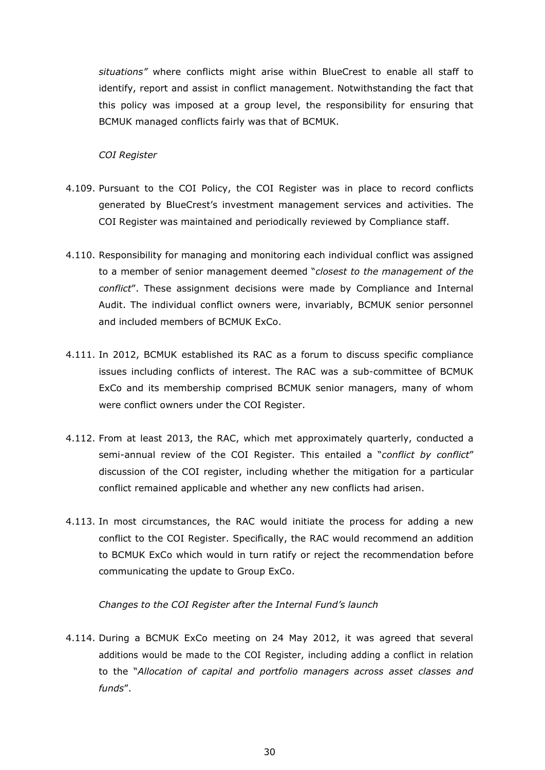*situations"* where conflicts might arise within BlueCrest to enable all staff to identify, report and assist in conflict management. Notwithstanding the fact that this policy was imposed at a group level, the responsibility for ensuring that BCMUK managed conflicts fairly was that of BCMUK.

*COI Register*

4.109. Pursuant to the COI Policy, the COI Register was in place to record conflicts generated by BlueCrest's investment management services and activities. The COI Register was maintained and periodically reviewed by Compliance staff.

4.110. Responsibility for managing and monitoring each individual conflict was assigned to a member of senior management deemed "*closest to the management of the conflict*". These assignment decisions were made by Compliance and Internal Audit. The individual conflict owners were, invariably, BCMUK senior personnel and included members of BCMUK ExCo.

4.111. In 2012, BCMUK established its RAC as a forum to discuss specific compliance issues including conflicts of interest. The RAC was a sub-committee of BCMUK ExCo and its membership comprised BCMUK senior managers, many of whom were conflict owners under the COI Register.

4.112. From at least 2013, the RAC, which met approximately quarterly, conducted a semi-annual review of the COI Register. This entailed a "*conflict by conflict*" discussion of the COI register, including whether the mitigation for a particular conflict remained applicable and whether any new conflicts had arisen.

4.113. In most circumstances, the RAC would initiate the process for adding a new conflict to the COI Register. Specifically, the RAC would recommend an addition to BCMUK ExCo which would in turn ratify or reject the recommendation before communicating the update to Group ExCo.

*Changes to the COI Register after the Internal Fund's launch*

4.114. During a BCMUK ExCo meeting on 24 May 2012, it was agreed that several additions would be made to the COI Register, including adding a conflict in relation to the "*Allocation of capital and portfolio managers across asset classes and funds*".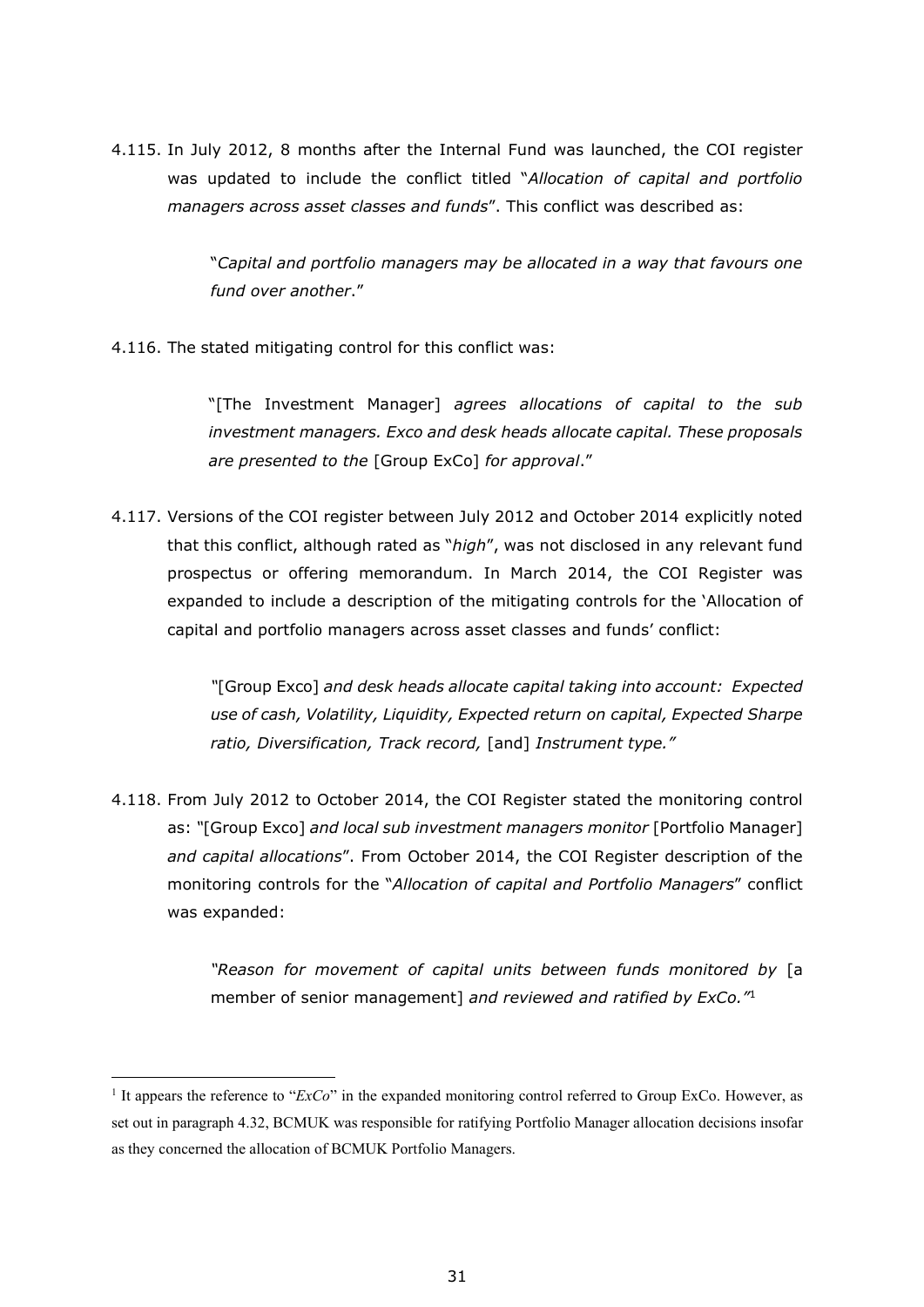4.115. In July 2012, 8 months after the Internal Fund was launched, the COI register was updated to include the conflict titled "*Allocation of capital and portfolio managers across asset classes and funds*". This conflict was described as:

> "*Capital and portfolio managers may be allocated in a way that favours one fund over another*."

4.116. The stated mitigating control for this conflict was:

> "[The Investment Manager] *agrees allocations of capital to the sub investment managers. Exco and desk heads allocate capital. These proposals are presented to the* [Group ExCo] *for approval*."

4.117. Versions of the COI register between July 2012 and October 2014 explicitly noted that this conflict, although rated as "*high*", was not disclosed in any relevant fund prospectus or offering memorandum. In March 2014, the COI Register was expanded to include a description of the mitigating controls for the 'Allocation of capital and portfolio managers across asset classes and funds' conflict:

> *"*[Group Exco] *and desk heads allocate capital taking into account: Expected use of cash, Volatility, Liquidity, Expected return on capital, Expected Sharpe ratio, Diversification, Track record,* [and] *Instrument type."*

4.118. From July 2012 to October 2014, the COI Register stated the monitoring control as: *"*[Group Exco] *and local sub investment managers monitor* [Portfolio Manager] *and capital allocations*". From October 2014, the COI Register description of the monitoring controls for the "*Allocation of capital and Portfolio Managers*" conflict was expanded:

> *"Reason for movement of capital units between funds monitored by* [a member of senior management] *and reviewed and ratified by ExCo."*[1]

---

[1] It appears the reference to "*ExCo*" in the expanded monitoring control referred to Group ExCo. However, as set out in paragraph 4.32, BCMUK was responsible for ratifying Portfolio Manager allocation decisions insofar as they concerned the allocation of BCMUK Portfolio Managers.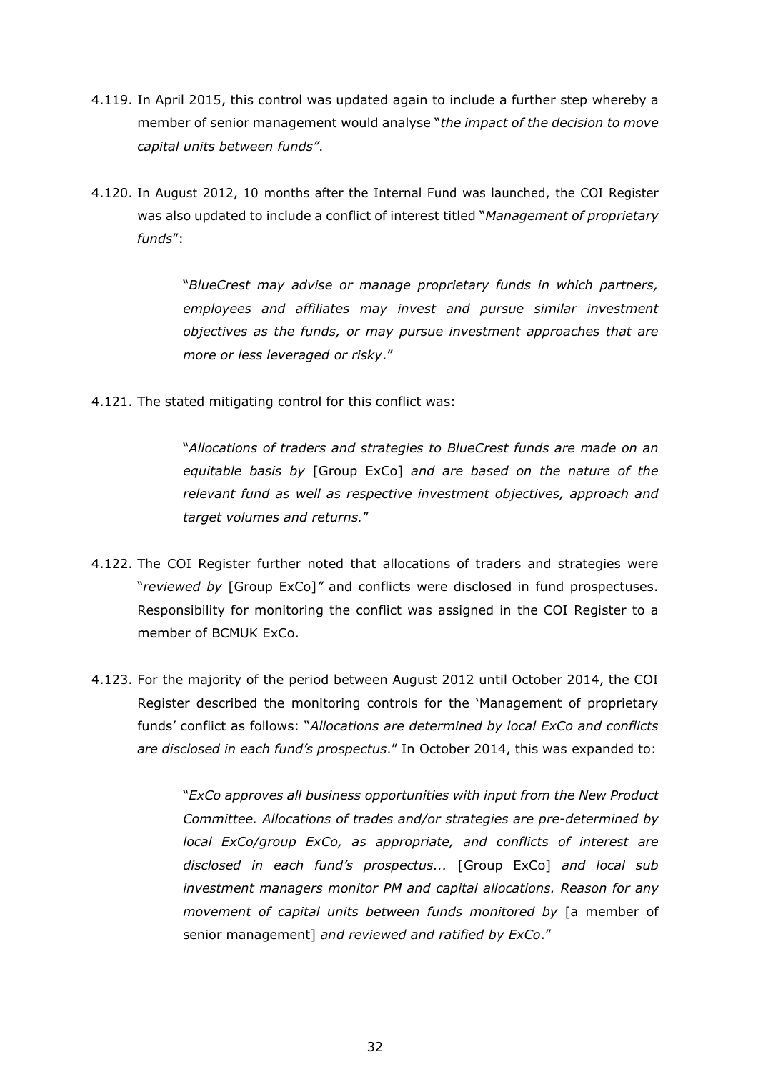4.119. In April 2015, this control was updated again to include a further step whereby a member of senior management would analyse "*the impact of the decision to move capital units between funds"*.

4.120. In August 2012, 10 months after the Internal Fund was launched, the COI Register was also updated to include a conflict of interest titled "*Management of proprietary funds*":

> "*BlueCrest may advise or manage proprietary funds in which partners, employees and affiliates may invest and pursue similar investment objectives as the funds, or may pursue investment approaches that are more or less leveraged or risky*."

4.121. The stated mitigating control for this conflict was:

> "*Allocations of traders and strategies to BlueCrest funds are made on an equitable basis by* [Group ExCo] *and are based on the nature of the relevant fund as well as respective investment objectives, approach and target volumes and returns.*"

4.122. The COI Register further noted that allocations of traders and strategies were "*reviewed by* [Group ExCo]*"* and conflicts were disclosed in fund prospectuses. Responsibility for monitoring the conflict was assigned in the COI Register to a member of BCMUK ExCo.

4.123. For the majority of the period between August 2012 until October 2014, the COI Register described the monitoring controls for the 'Management of proprietary funds' conflict as follows: "*Allocations are determined by local ExCo and conflicts are disclosed in each fund's prospectus*." In October 2014, this was expanded to:

> "*ExCo approves all business opportunities with input from the New Product Committee. Allocations of trades and/or strategies are pre-determined by local ExCo/group ExCo, as appropriate, and conflicts of interest are disclosed in each fund's prospectus...* [Group ExCo] *and local sub investment managers monitor PM and capital allocations. Reason for any movement of capital units between funds monitored by* [a member of senior management] *and reviewed and ratified by ExCo*."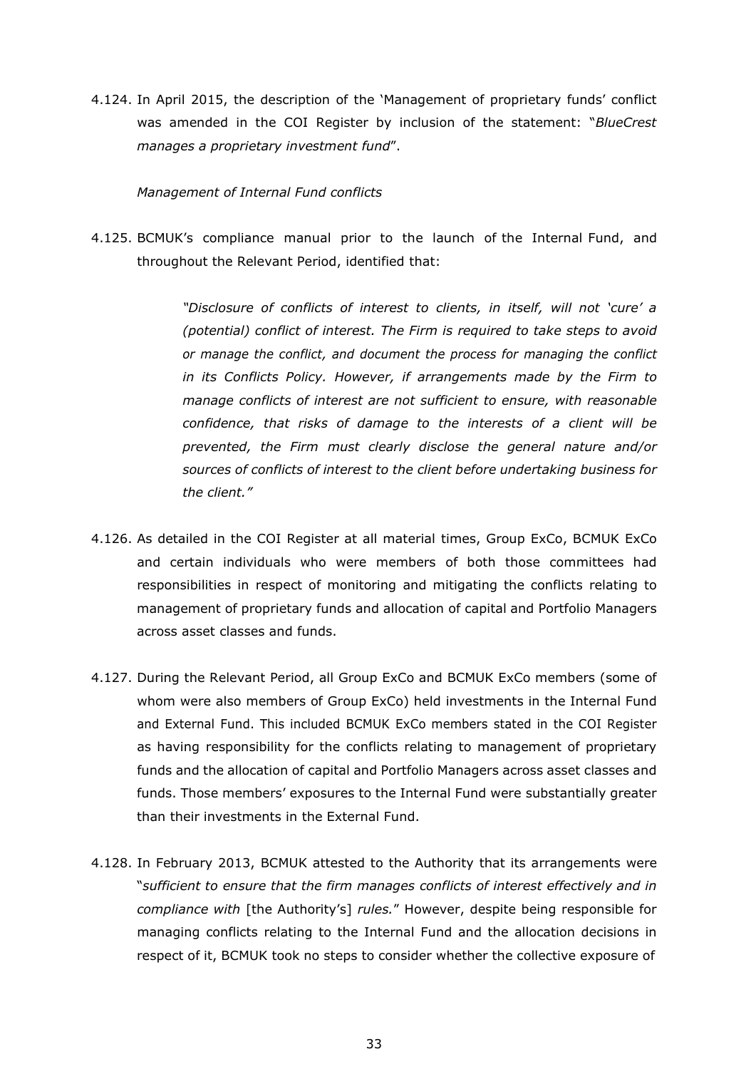4.124. In April 2015, the description of the 'Management of proprietary funds' conflict was amended in the COI Register by inclusion of the statement: "*BlueCrest manages a proprietary investment fund*".

*Management of Internal Fund conflicts*

4.125. BCMUK's compliance manual prior to the launch of the Internal Fund, and throughout the Relevant Period, identified that:

> *"Disclosure of conflicts of interest to clients, in itself, will not 'cure' a (potential) conflict of interest. The Firm is required to take steps to avoid or manage the conflict, and document the process for managing the conflict in its Conflicts Policy. However, if arrangements made by the Firm to manage conflicts of interest are not sufficient to ensure, with reasonable confidence, that risks of damage to the interests of a client will be prevented, the Firm must clearly disclose the general nature and/or sources of conflicts of interest to the client before undertaking business for the client."*

4.126. As detailed in the COI Register at all material times, Group ExCo, BCMUK ExCo and certain individuals who were members of both those committees had responsibilities in respect of monitoring and mitigating the conflicts relating to management of proprietary funds and allocation of capital and Portfolio Managers across asset classes and funds.

4.127. During the Relevant Period, all Group ExCo and BCMUK ExCo members (some of whom were also members of Group ExCo) held investments in the Internal Fund and External Fund. This included BCMUK ExCo members stated in the COI Register as having responsibility for the conflicts relating to management of proprietary funds and the allocation of capital and Portfolio Managers across asset classes and funds. Those members' exposures to the Internal Fund were substantially greater than their investments in the External Fund.

4.128. In February 2013, BCMUK attested to the Authority that its arrangements were "*sufficient to ensure that the firm manages conflicts of interest effectively and in compliance with* [the Authority's] *rules.*" However, despite being responsible for managing conflicts relating to the Internal Fund and the allocation decisions in respect of it, BCMUK took no steps to consider whether the collective exposure of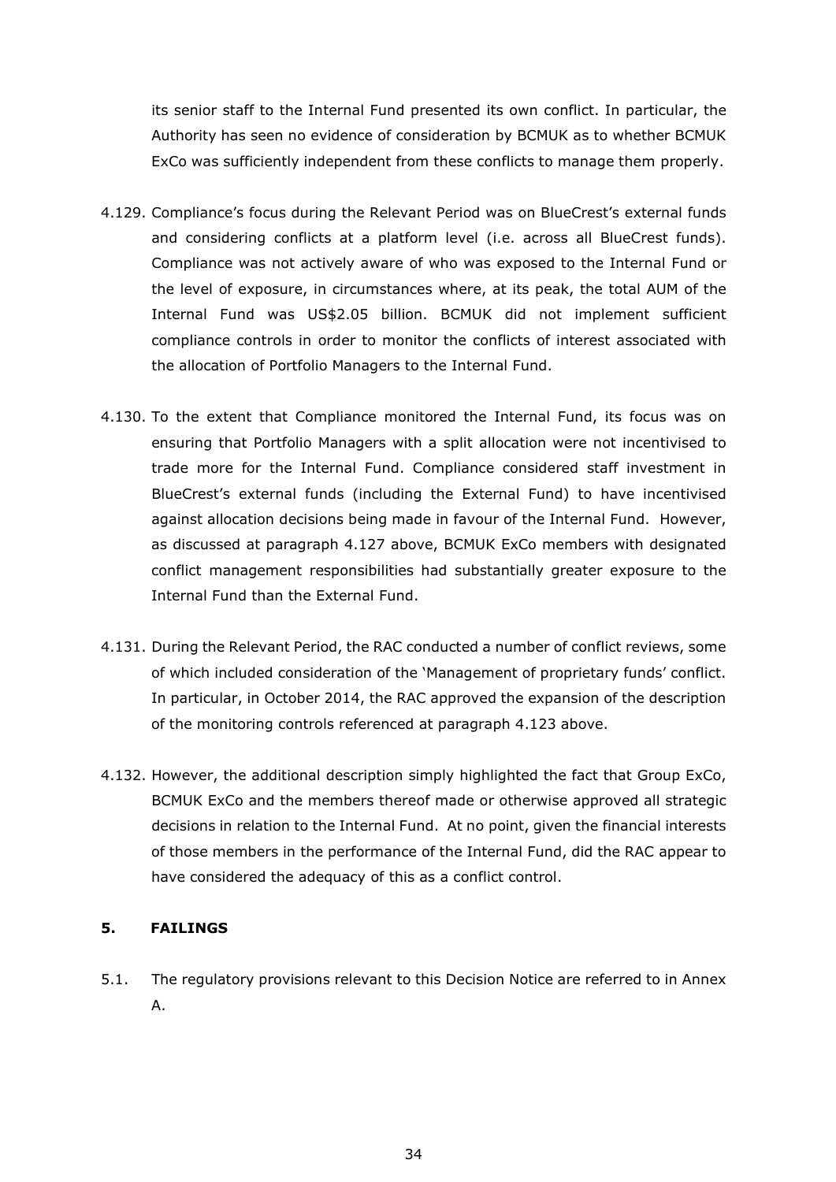its senior staff to the Internal Fund presented its own conflict. In particular, the Authority has seen no evidence of consideration by BCMUK as to whether BCMUK ExCo was sufficiently independent from these conflicts to manage them properly.

4.129. Compliance's focus during the Relevant Period was on BlueCrest's external funds and considering conflicts at a platform level (i.e. across all BlueCrest funds). Compliance was not actively aware of who was exposed to the Internal Fund or the level of exposure, in circumstances where, at its peak, the total AUM of the Internal Fund was US$2.05 billion. BCMUK did not implement sufficient compliance controls in order to monitor the conflicts of interest associated with the allocation of Portfolio Managers to the Internal Fund.

4.130. To the extent that Compliance monitored the Internal Fund, its focus was on ensuring that Portfolio Managers with a split allocation were not incentivised to trade more for the Internal Fund. Compliance considered staff investment in BlueCrest's external funds (including the External Fund) to have incentivised against allocation decisions being made in favour of the Internal Fund. However, as discussed at paragraph 4.127 above, BCMUK ExCo members with designated conflict management responsibilities had substantially greater exposure to the Internal Fund than the External Fund.

4.131. During the Relevant Period, the RAC conducted a number of conflict reviews, some of which included consideration of the 'Management of proprietary funds' conflict. In particular, in October 2014, the RAC approved the expansion of the description of the monitoring controls referenced at paragraph 4.123 above.

4.132. However, the additional description simply highlighted the fact that Group ExCo, BCMUK ExCo and the members thereof made or otherwise approved all strategic decisions in relation to the Internal Fund. At no point, given the financial interests of those members in the performance of the Internal Fund, did the RAC appear to have considered the adequacy of this as a conflict control.

## 5. FAILINGS

5.1. The regulatory provisions relevant to this Decision Notice are referred to in Annex A.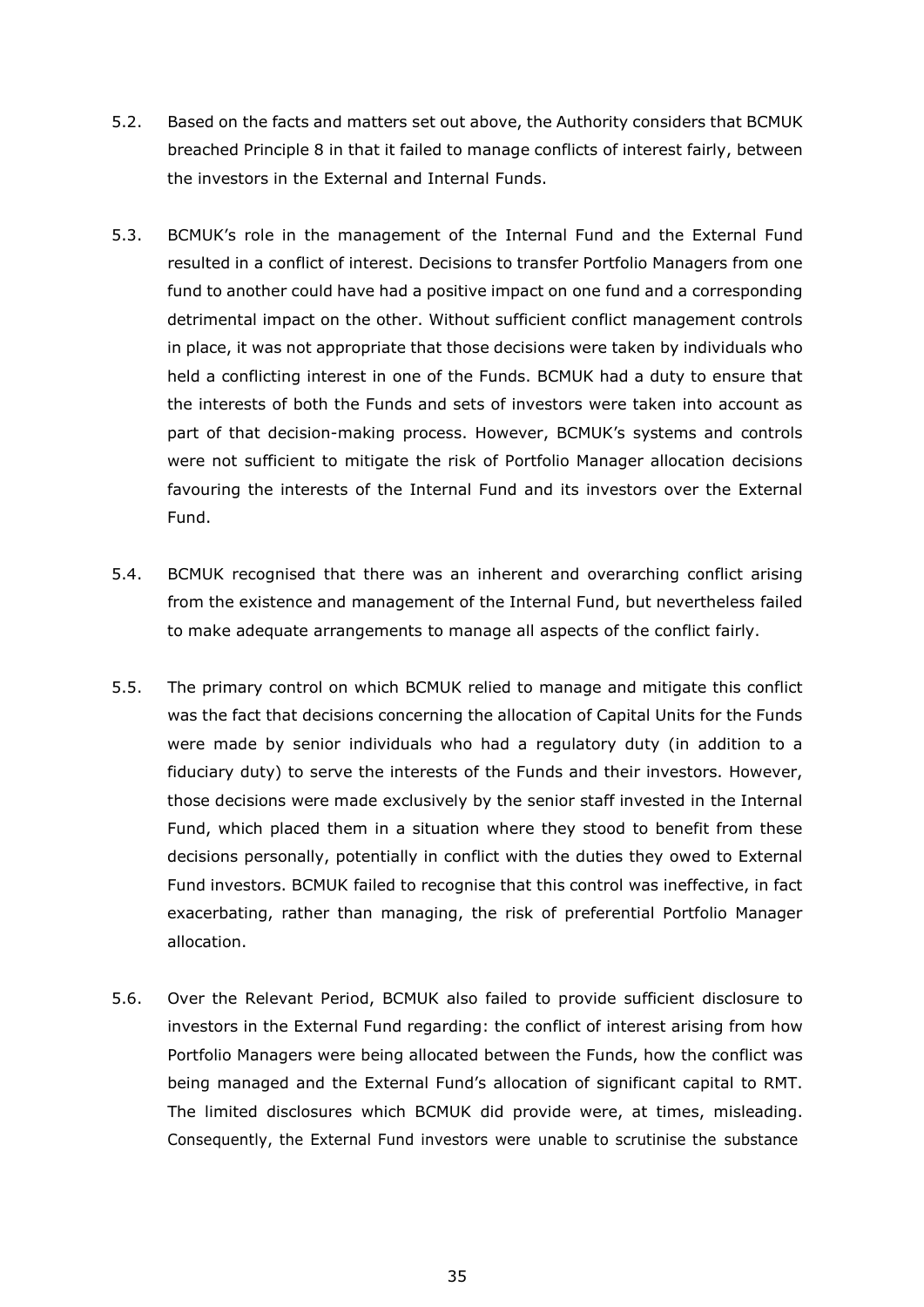5.2. Based on the facts and matters set out above, the Authority considers that BCMUK breached Principle 8 in that it failed to manage conflicts of interest fairly, between the investors in the External and Internal Funds.

5.3. BCMUK's role in the management of the Internal Fund and the External Fund resulted in a conflict of interest. Decisions to transfer Portfolio Managers from one fund to another could have had a positive impact on one fund and a corresponding detrimental impact on the other. Without sufficient conflict management controls in place, it was not appropriate that those decisions were taken by individuals who held a conflicting interest in one of the Funds. BCMUK had a duty to ensure that the interests of both the Funds and sets of investors were taken into account as part of that decision-making process. However, BCMUK's systems and controls were not sufficient to mitigate the risk of Portfolio Manager allocation decisions favouring the interests of the Internal Fund and its investors over the External Fund.

5.4. BCMUK recognised that there was an inherent and overarching conflict arising from the existence and management of the Internal Fund, but nevertheless failed to make adequate arrangements to manage all aspects of the conflict fairly.

5.5. The primary control on which BCMUK relied to manage and mitigate this conflict was the fact that decisions concerning the allocation of Capital Units for the Funds were made by senior individuals who had a regulatory duty (in addition to a fiduciary duty) to serve the interests of the Funds and their investors. However, those decisions were made exclusively by the senior staff invested in the Internal Fund, which placed them in a situation where they stood to benefit from these decisions personally, potentially in conflict with the duties they owed to External Fund investors. BCMUK failed to recognise that this control was ineffective, in fact exacerbating, rather than managing, the risk of preferential Portfolio Manager allocation.

5.6. Over the Relevant Period, BCMUK also failed to provide sufficient disclosure to investors in the External Fund regarding: the conflict of interest arising from how Portfolio Managers were being allocated between the Funds, how the conflict was being managed and the External Fund's allocation of significant capital to RMT. The limited disclosures which BCMUK did provide were, at times, misleading. Consequently, the External Fund investors were unable to scrutinise the substance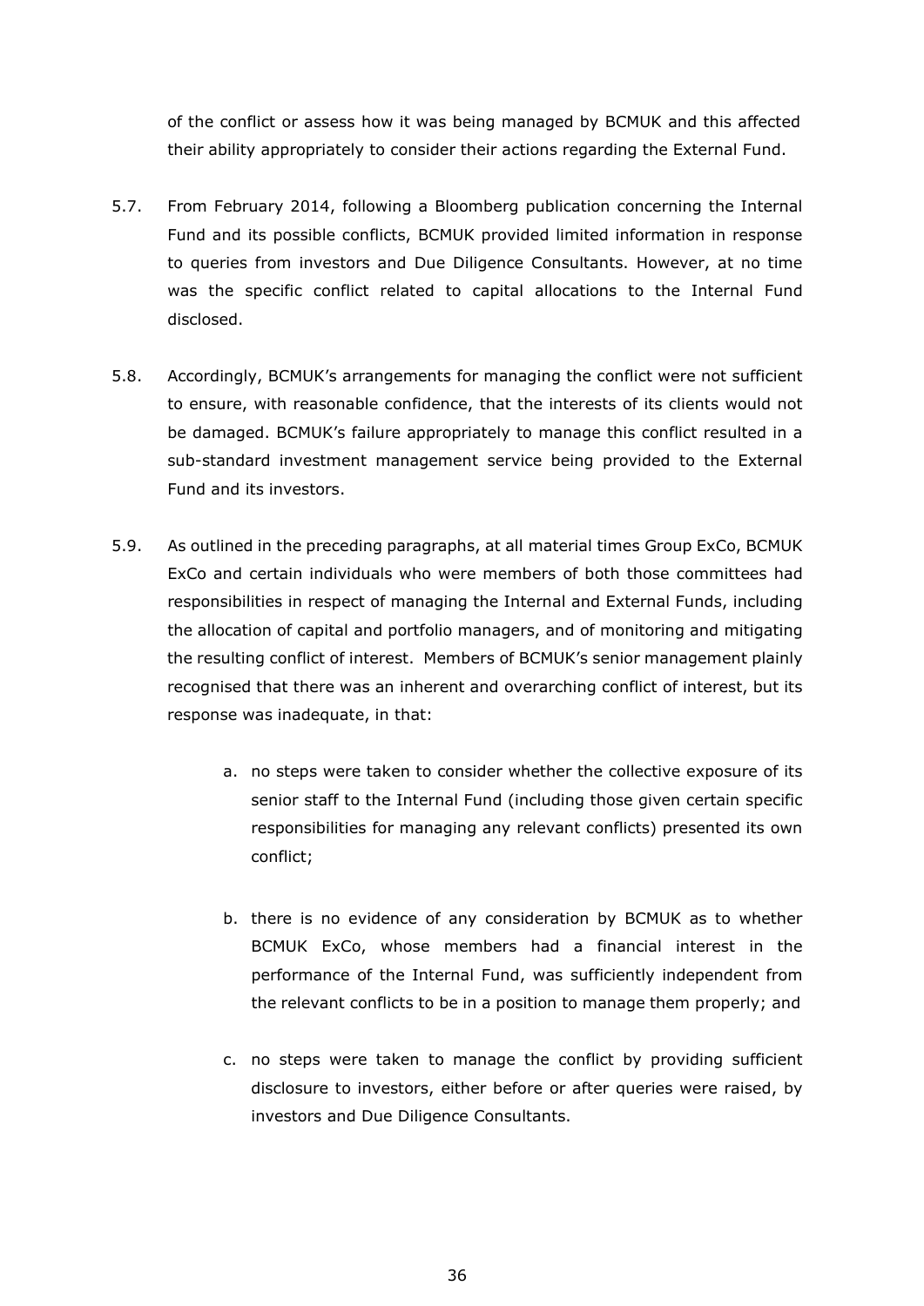of the conflict or assess how it was being managed by BCMUK and this affected their ability appropriately to consider their actions regarding the External Fund.

5.7. From February 2014, following a Bloomberg publication concerning the Internal Fund and its possible conflicts, BCMUK provided limited information in response to queries from investors and Due Diligence Consultants. However, at no time was the specific conflict related to capital allocations to the Internal Fund disclosed.

5.8. Accordingly, BCMUK's arrangements for managing the conflict were not sufficient to ensure, with reasonable confidence, that the interests of its clients would not be damaged. BCMUK's failure appropriately to manage this conflict resulted in a sub-standard investment management service being provided to the External Fund and its investors.

5.9. As outlined in the preceding paragraphs, at all material times Group ExCo, BCMUK ExCo and certain individuals who were members of both those committees had responsibilities in respect of managing the Internal and External Funds, including the allocation of capital and portfolio managers, and of monitoring and mitigating the resulting conflict of interest. Members of BCMUK's senior management plainly recognised that there was an inherent and overarching conflict of interest, but its response was inadequate, in that:

   a. no steps were taken to consider whether the collective exposure of its senior staff to the Internal Fund (including those given certain specific responsibilities for managing any relevant conflicts) presented its own conflict;

   b. there is no evidence of any consideration by BCMUK as to whether BCMUK ExCo, whose members had a financial interest in the performance of the Internal Fund, was sufficiently independent from the relevant conflicts to be in a position to manage them properly; and

   c. no steps were taken to manage the conflict by providing sufficient disclosure to investors, either before or after queries were raised, by investors and Due Diligence Consultants.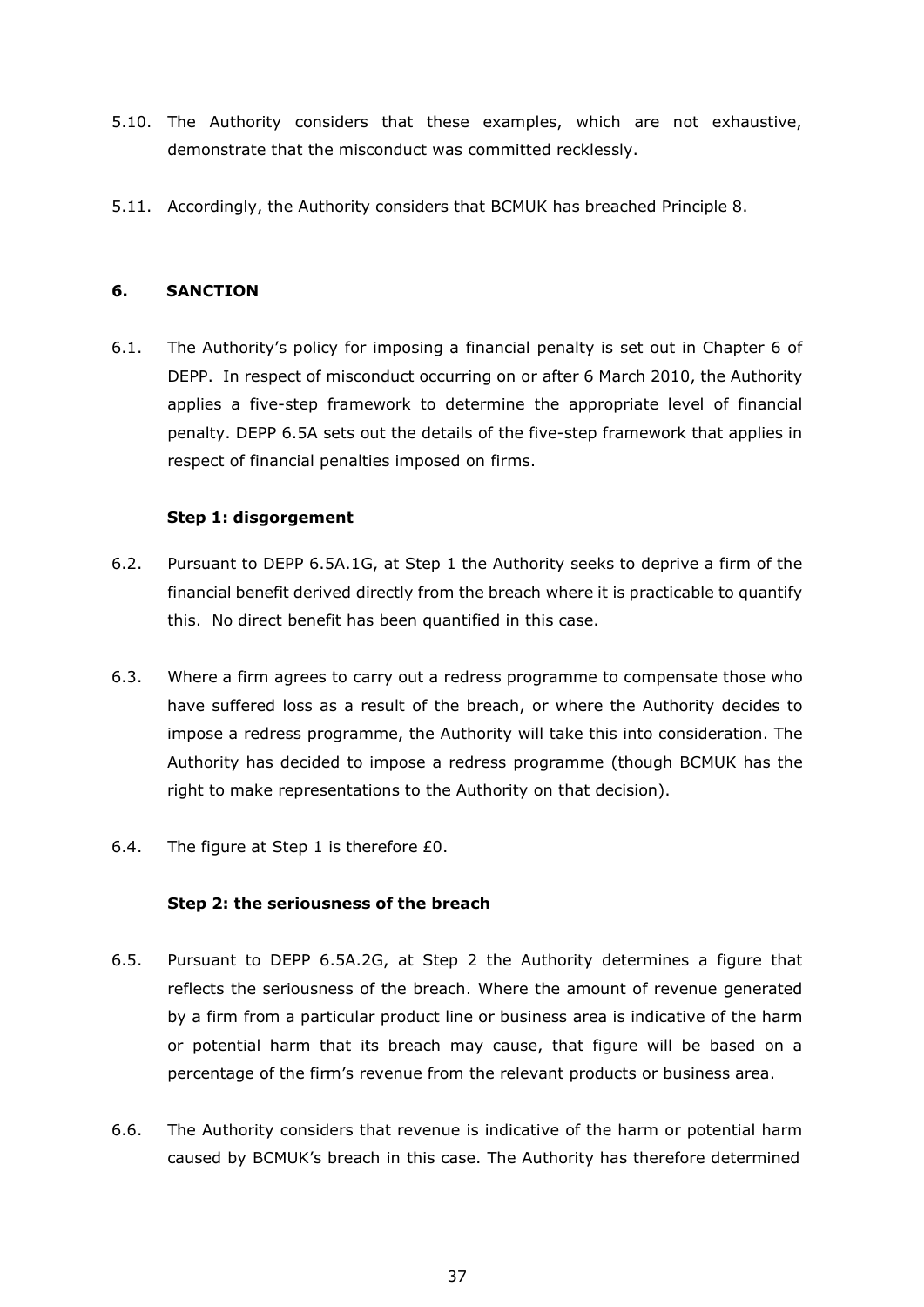5.10. The Authority considers that these examples, which are not exhaustive, demonstrate that the misconduct was committed recklessly.

5.11. Accordingly, the Authority considers that BCMUK has breached Principle 8.

## 6. SANCTION

6.1. The Authority's policy for imposing a financial penalty is set out in Chapter 6 of DEPP. In respect of misconduct occurring on or after 6 March 2010, the Authority applies a five-step framework to determine the appropriate level of financial penalty. DEPP 6.5A sets out the details of the five-step framework that applies in respect of financial penalties imposed on firms.

### Step 1: disgorgement

6.2. Pursuant to DEPP 6.5A.1G, at Step 1 the Authority seeks to deprive a firm of the financial benefit derived directly from the breach where it is practicable to quantify this. No direct benefit has been quantified in this case.

6.3. Where a firm agrees to carry out a redress programme to compensate those who have suffered loss as a result of the breach, or where the Authority decides to impose a redress programme, the Authority will take this into consideration. The Authority has decided to impose a redress programme (though BCMUK has the right to make representations to the Authority on that decision).

6.4. The figure at Step 1 is therefore £0.

### Step 2: the seriousness of the breach

6.5. Pursuant to DEPP 6.5A.2G, at Step 2 the Authority determines a figure that reflects the seriousness of the breach. Where the amount of revenue generated by a firm from a particular product line or business area is indicative of the harm or potential harm that its breach may cause, that figure will be based on a percentage of the firm's revenue from the relevant products or business area.

6.6. The Authority considers that revenue is indicative of the harm or potential harm caused by BCMUK's breach in this case. The Authority has therefore determined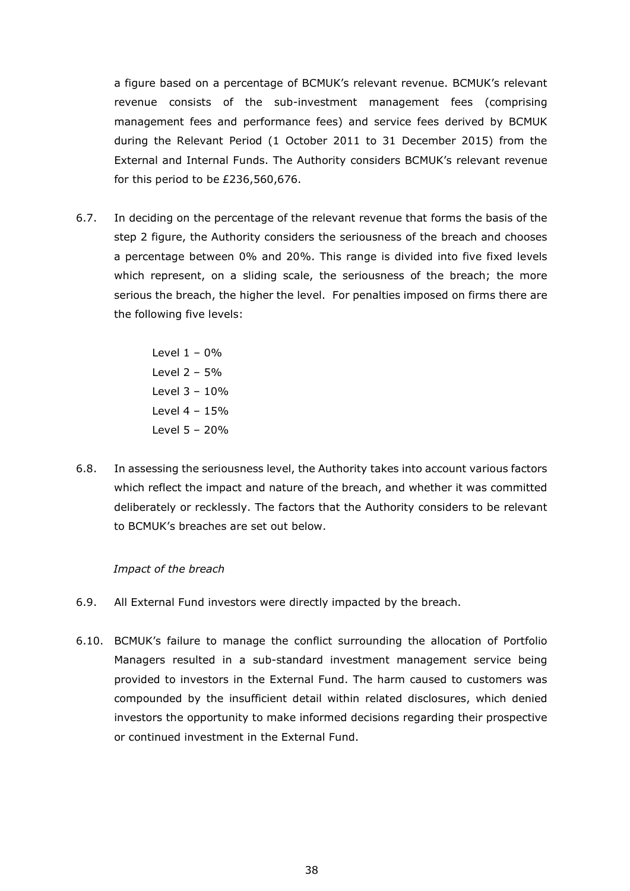a figure based on a percentage of BCMUK's relevant revenue. BCMUK's relevant revenue consists of the sub-investment management fees (comprising management fees and performance fees) and service fees derived by BCMUK during the Relevant Period (1 October 2011 to 31 December 2015) from the External and Internal Funds. The Authority considers BCMUK's relevant revenue for this period to be £236,560,676.

6.7. In deciding on the percentage of the relevant revenue that forms the basis of the step 2 figure, the Authority considers the seriousness of the breach and chooses a percentage between 0% and 20%. This range is divided into five fixed levels which represent, on a sliding scale, the seriousness of the breach; the more serious the breach, the higher the level. For penalties imposed on firms there are the following five levels:

Level 1 – 0%
Level 2 – 5%
Level 3 – 10%
Level 4 – 15%
Level 5 – 20%

6.8. In assessing the seriousness level, the Authority takes into account various factors which reflect the impact and nature of the breach, and whether it was committed deliberately or recklessly. The factors that the Authority considers to be relevant to BCMUK's breaches are set out below.

*Impact of the breach*

6.9. All External Fund investors were directly impacted by the breach.

6.10. BCMUK's failure to manage the conflict surrounding the allocation of Portfolio Managers resulted in a sub-standard investment management service being provided to investors in the External Fund. The harm caused to customers was compounded by the insufficient detail within related disclosures, which denied investors the opportunity to make informed decisions regarding their prospective or continued investment in the External Fund.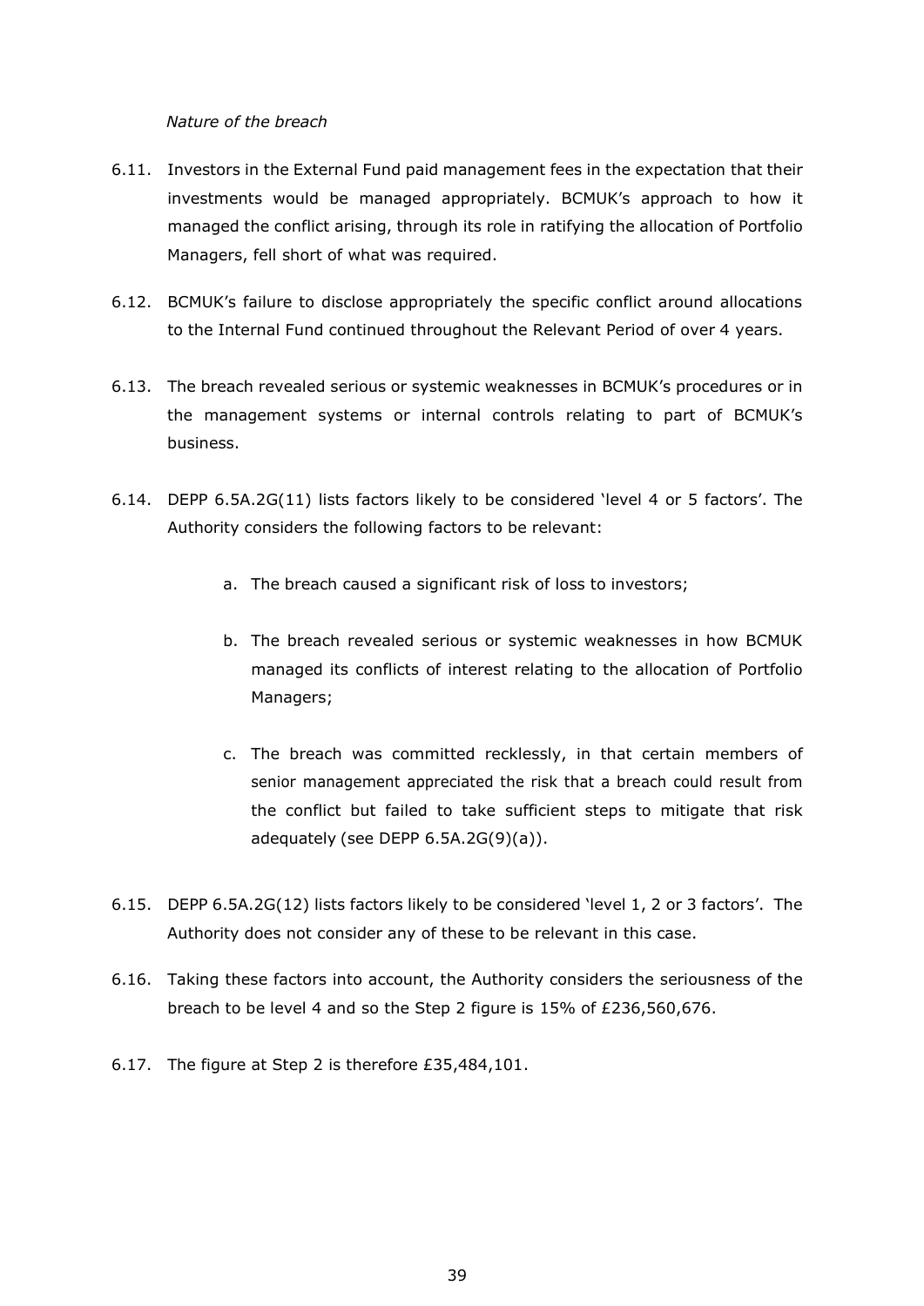*Nature of the breach*

6.11. Investors in the External Fund paid management fees in the expectation that their investments would be managed appropriately. BCMUK's approach to how it managed the conflict arising, through its role in ratifying the allocation of Portfolio Managers, fell short of what was required.

6.12. BCMUK's failure to disclose appropriately the specific conflict around allocations to the Internal Fund continued throughout the Relevant Period of over 4 years.

6.13. The breach revealed serious or systemic weaknesses in BCMUK's procedures or in the management systems or internal controls relating to part of BCMUK's business.

6.14. DEPP 6.5A.2G(11) lists factors likely to be considered 'level 4 or 5 factors'. The Authority considers the following factors to be relevant:

   a. The breach caused a significant risk of loss to investors;

   b. The breach revealed serious or systemic weaknesses in how BCMUK managed its conflicts of interest relating to the allocation of Portfolio Managers;

   c. The breach was committed recklessly, in that certain members of senior management appreciated the risk that a breach could result from the conflict but failed to take sufficient steps to mitigate that risk adequately (see DEPP 6.5A.2G(9)(a)).

6.15. DEPP 6.5A.2G(12) lists factors likely to be considered 'level 1, 2 or 3 factors'. The Authority does not consider any of these to be relevant in this case.

6.16. Taking these factors into account, the Authority considers the seriousness of the breach to be level 4 and so the Step 2 figure is 15% of £236,560,676.

6.17. The figure at Step 2 is therefore £35,484,101.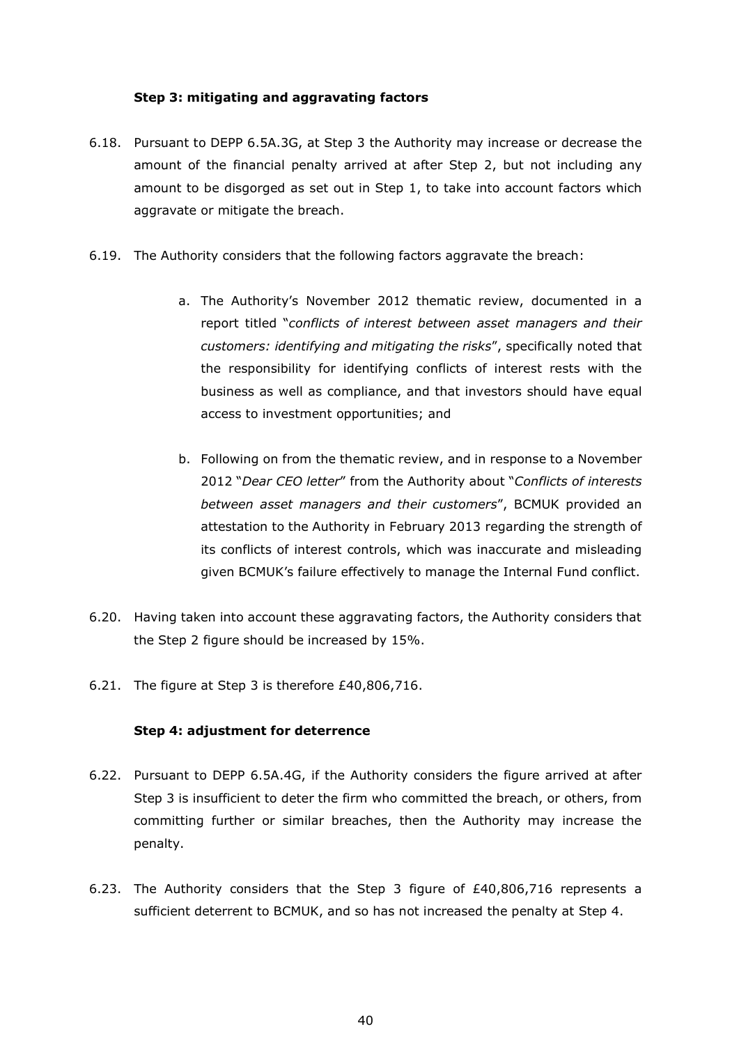**Step 3: mitigating and aggravating factors**

6.18. Pursuant to DEPP 6.5A.3G, at Step 3 the Authority may increase or decrease the amount of the financial penalty arrived at after Step 2, but not including any amount to be disgorged as set out in Step 1, to take into account factors which aggravate or mitigate the breach.

6.19. The Authority considers that the following factors aggravate the breach:

a. The Authority's November 2012 thematic review, documented in a report titled "*conflicts of interest between asset managers and their customers: identifying and mitigating the risks*", specifically noted that the responsibility for identifying conflicts of interest rests with the business as well as compliance, and that investors should have equal access to investment opportunities; and

b. Following on from the thematic review, and in response to a November 2012 "*Dear CEO letter*" from the Authority about "*Conflicts of interests between asset managers and their customers*", BCMUK provided an attestation to the Authority in February 2013 regarding the strength of its conflicts of interest controls, which was inaccurate and misleading given BCMUK's failure effectively to manage the Internal Fund conflict.

6.20. Having taken into account these aggravating factors, the Authority considers that the Step 2 figure should be increased by 15%.

6.21. The figure at Step 3 is therefore £40,806,716.

**Step 4: adjustment for deterrence**

6.22. Pursuant to DEPP 6.5A.4G, if the Authority considers the figure arrived at after Step 3 is insufficient to deter the firm who committed the breach, or others, from committing further or similar breaches, then the Authority may increase the penalty.

6.23. The Authority considers that the Step 3 figure of £40,806,716 represents a sufficient deterrent to BCMUK, and so has not increased the penalty at Step 4.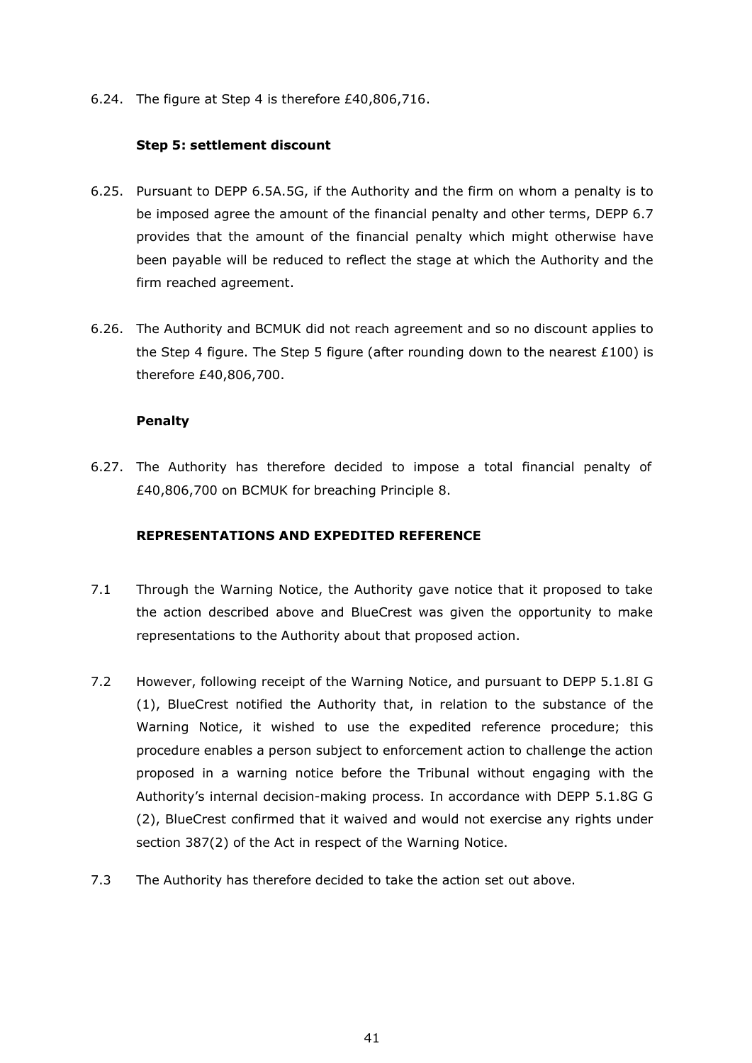6.24. The figure at Step 4 is therefore £40,806,716.

**Step 5: settlement discount**

6.25. Pursuant to DEPP 6.5A.5G, if the Authority and the firm on whom a penalty is to be imposed agree the amount of the financial penalty and other terms, DEPP 6.7 provides that the amount of the financial penalty which might otherwise have been payable will be reduced to reflect the stage at which the Authority and the firm reached agreement.

6.26. The Authority and BCMUK did not reach agreement and so no discount applies to the Step 4 figure. The Step 5 figure (after rounding down to the nearest £100) is therefore £40,806,700.

**Penalty**

6.27. The Authority has therefore decided to impose a total financial penalty of £40,806,700 on BCMUK for breaching Principle 8.

**REPRESENTATIONS AND EXPEDITED REFERENCE**

7.1 Through the Warning Notice, the Authority gave notice that it proposed to take the action described above and BlueCrest was given the opportunity to make representations to the Authority about that proposed action.

7.2 However, following receipt of the Warning Notice, and pursuant to DEPP 5.1.8I G (1), BlueCrest notified the Authority that, in relation to the substance of the Warning Notice, it wished to use the expedited reference procedure; this procedure enables a person subject to enforcement action to challenge the action proposed in a warning notice before the Tribunal without engaging with the Authority's internal decision-making process. In accordance with DEPP 5.1.8G G (2), BlueCrest confirmed that it waived and would not exercise any rights under section 387(2) of the Act in respect of the Warning Notice.

7.3 The Authority has therefore decided to take the action set out above.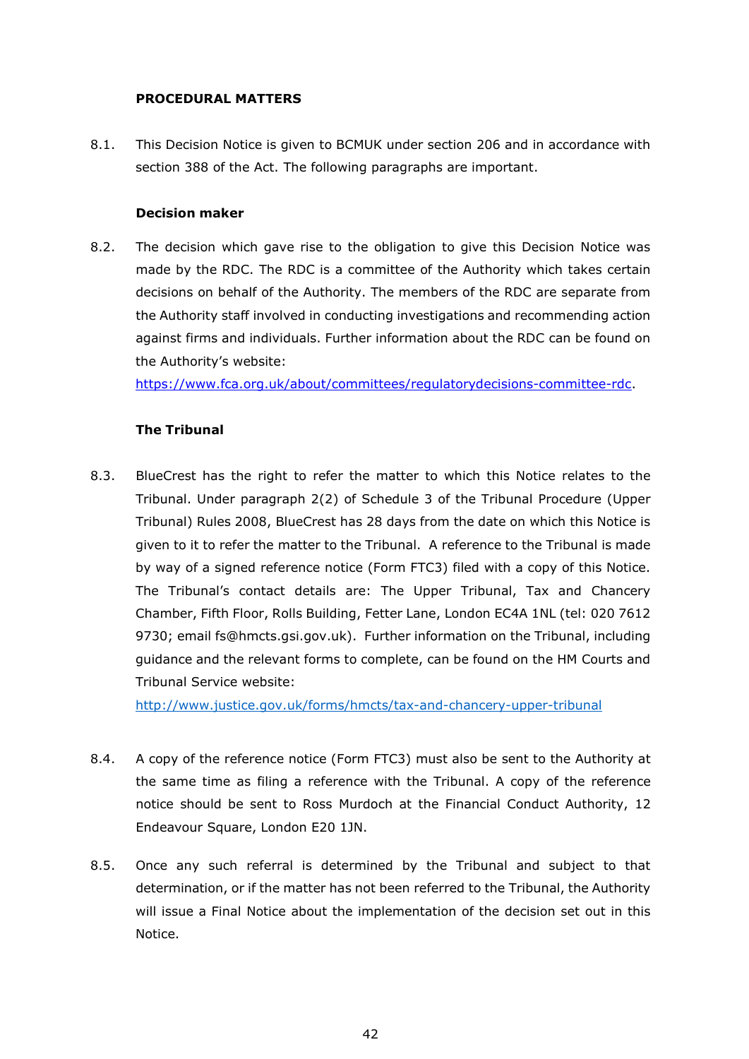**PROCEDURAL MATTERS**

8.1. This Decision Notice is given to BCMUK under section 206 and in accordance with section 388 of the Act. The following paragraphs are important.

**Decision maker**

8.2. The decision which gave rise to the obligation to give this Decision Notice was made by the RDC. The RDC is a committee of the Authority which takes certain decisions on behalf of the Authority. The members of the RDC are separate from the Authority staff involved in conducting investigations and recommending action against firms and individuals. Further information about the RDC can be found on the Authority's website: [https://www.fca.org.uk/about/committees/regulatorydecisions-committee-rdc](https://www.fca.org.uk/about/committees/regulatorydecisions-committee-rdc).

**The Tribunal**

8.3. BlueCrest has the right to refer the matter to which this Notice relates to the Tribunal. Under paragraph 2(2) of Schedule 3 of the Tribunal Procedure (Upper Tribunal) Rules 2008, BlueCrest has 28 days from the date on which this Notice is given to it to refer the matter to the Tribunal. A reference to the Tribunal is made by way of a signed reference notice (Form FTC3) filed with a copy of this Notice. The Tribunal's contact details are: The Upper Tribunal, Tax and Chancery Chamber, Fifth Floor, Rolls Building, Fetter Lane, London EC4A 1NL (tel: 020 7612 9730; email fs@hmcts.gsi.gov.uk). Further information on the Tribunal, including guidance and the relevant forms to complete, can be found on the HM Courts and Tribunal Service website: [http://www.justice.gov.uk/forms/hmcts/tax-and-chancery-upper-tribunal](http://www.justice.gov.uk/forms/hmcts/tax-and-chancery-upper-tribunal)

8.4. A copy of the reference notice (Form FTC3) must also be sent to the Authority at the same time as filing a reference with the Tribunal. A copy of the reference notice should be sent to Ross Murdoch at the Financial Conduct Authority, 12 Endeavour Square, London E20 1JN.

8.5. Once any such referral is determined by the Tribunal and subject to that determination, or if the matter has not been referred to the Tribunal, the Authority will issue a Final Notice about the implementation of the decision set out in this Notice.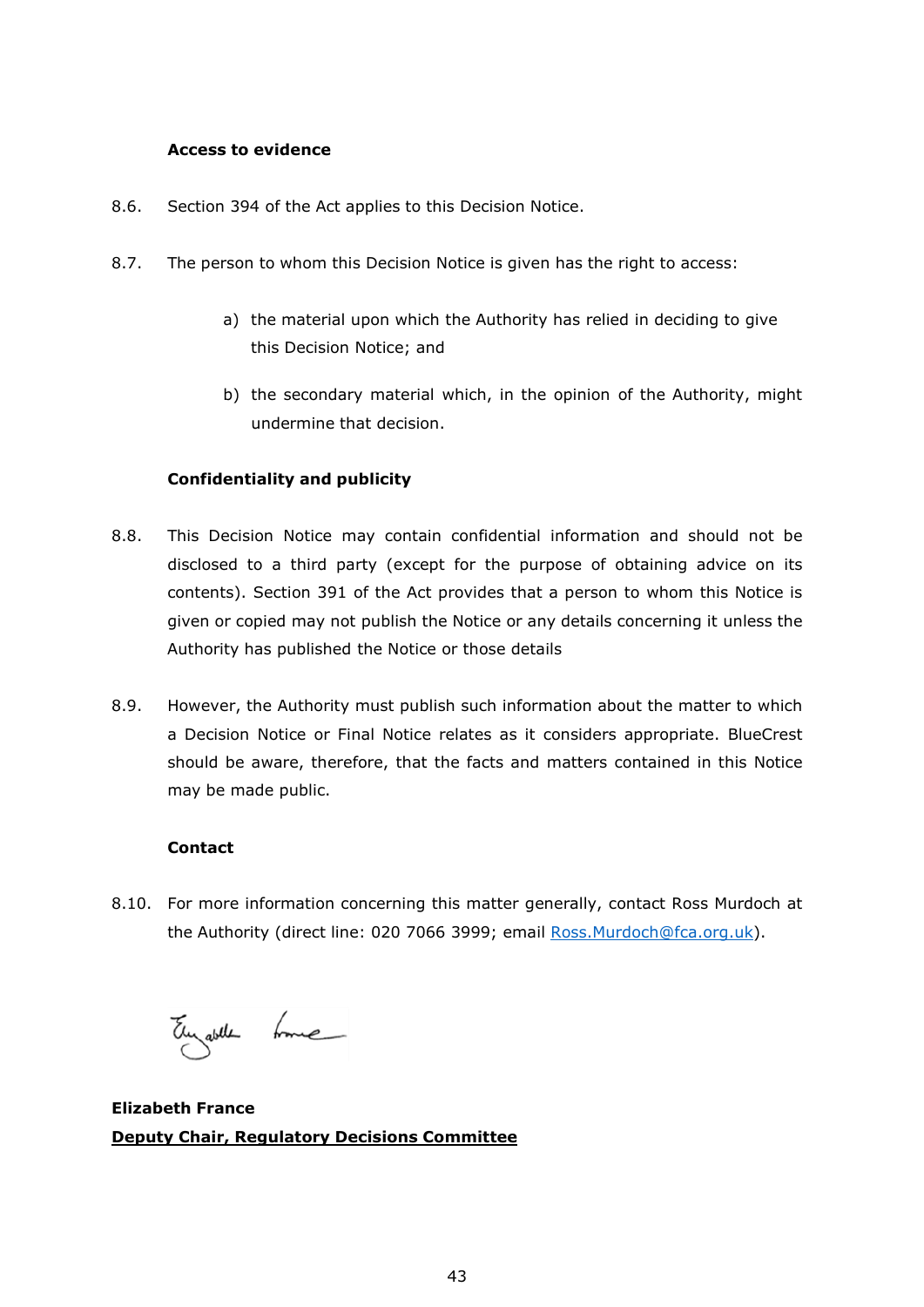**Access to evidence**

8.6. Section 394 of the Act applies to this Decision Notice.

8.7. The person to whom this Decision Notice is given has the right to access:

a) the material upon which the Authority has relied in deciding to give this Decision Notice; and

b) the secondary material which, in the opinion of the Authority, might undermine that decision.

**Confidentiality and publicity**

8.8. This Decision Notice may contain confidential information and should not be disclosed to a third party (except for the purpose of obtaining advice on its contents). Section 391 of the Act provides that a person to whom this Notice is given or copied may not publish the Notice or any details concerning it unless the Authority has published the Notice or those details

8.9. However, the Authority must publish such information about the matter to which a Decision Notice or Final Notice relates as it considers appropriate. BlueCrest should be aware, therefore, that the facts and matters contained in this Notice may be made public.

**Contact**

8.10. For more information concerning this matter generally, contact Ross Murdoch at the Authority (direct line: 020 7066 3999; email Ross.Murdoch@fca.org.uk).

**Elizabeth France**
**Deputy Chair, Regulatory Decisions Committee**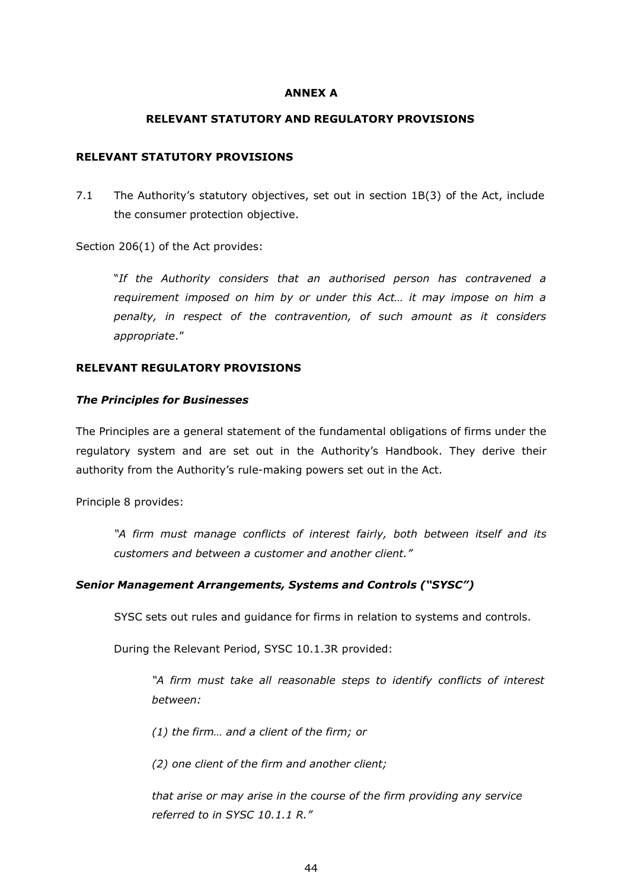**ANNEX A**

**RELEVANT STATUTORY AND REGULATORY PROVISIONS**

**RELEVANT STATUTORY PROVISIONS**

7.1 The Authority's statutory objectives, set out in section 1B(3) of the Act, include the consumer protection objective.

Section 206(1) of the Act provides:

> "*If the Authority considers that an authorised person has contravened a requirement imposed on him by or under this Act… it may impose on him a penalty, in respect of the contravention, of such amount as it considers appropriate*."

**RELEVANT REGULATORY PROVISIONS**

***The Principles for Businesses***

The Principles are a general statement of the fundamental obligations of firms under the regulatory system and are set out in the Authority's Handbook. They derive their authority from the Authority's rule-making powers set out in the Act.

Principle 8 provides:

> *"A firm must manage conflicts of interest fairly, both between itself and its customers and between a customer and another client."*

***Senior Management Arrangements, Systems and Controls ("SYSC")***

SYSC sets out rules and guidance for firms in relation to systems and controls.

During the Relevant Period, SYSC 10.1.3R provided:

> *"A firm must take all reasonable steps to identify conflicts of interest between:*
>
> *(1) the firm… and a client of the firm; or*
>
> *(2) one client of the firm and another client;*
>
> *that arise or may arise in the course of the firm providing any service referred to in SYSC 10.1.1 R."*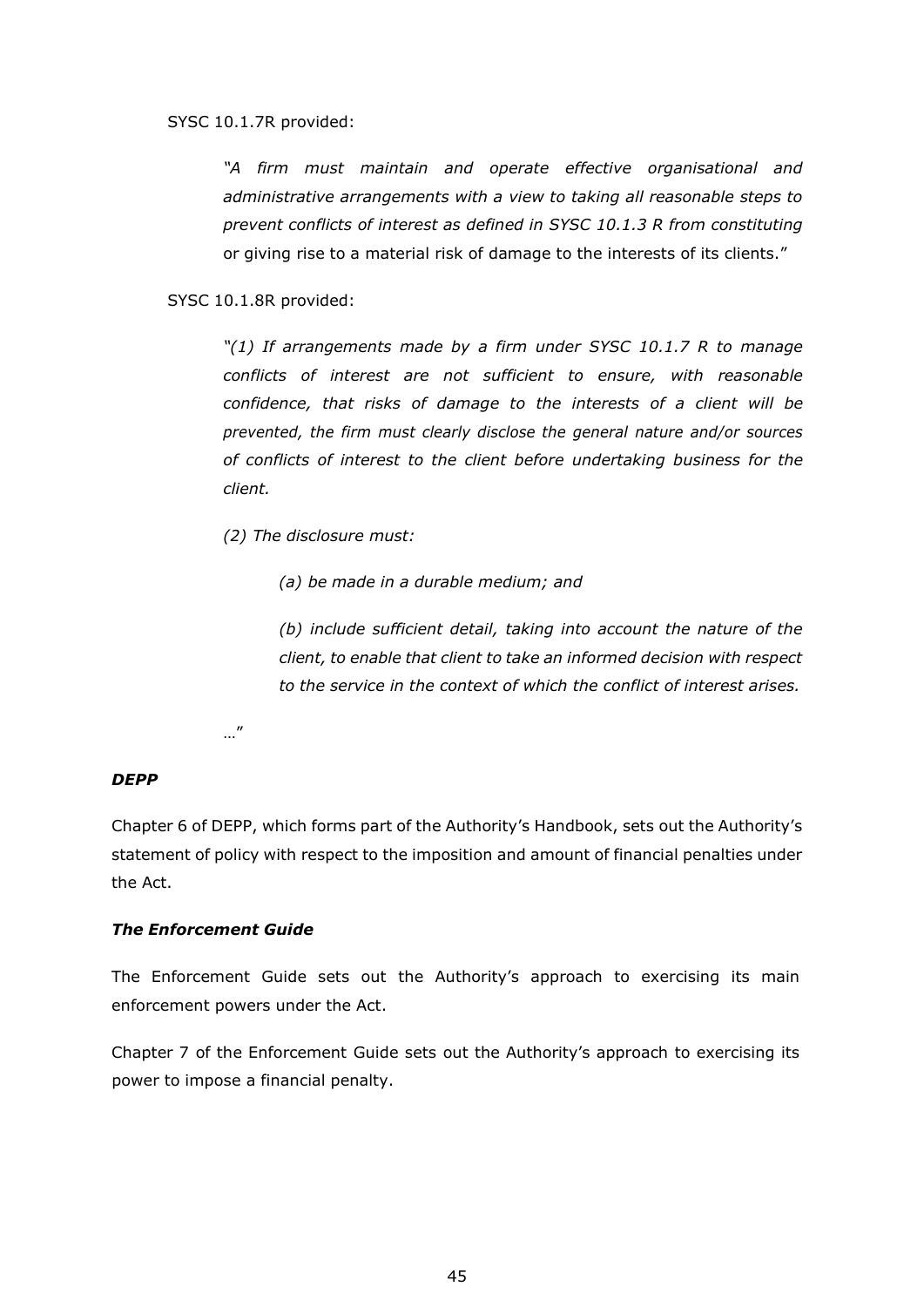SYSC 10.1.7R provided:

> *"A firm must maintain and operate effective organisational and administrative arrangements with a view to taking all reasonable steps to prevent conflicts of interest as defined in SYSC 10.1.3 R from constituting* or giving rise to a material risk of damage to the interests of its clients."

SYSC 10.1.8R provided:

> *"(1) If arrangements made by a firm under SYSC 10.1.7 R to manage conflicts of interest are not sufficient to ensure, with reasonable confidence, that risks of damage to the interests of a client will be prevented, the firm must clearly disclose the general nature and/or sources of conflicts of interest to the client before undertaking business for the client.*
>
> *(2) The disclosure must:*
>
> > *(a) be made in a durable medium; and*
> >
> > *(b) include sufficient detail, taking into account the nature of the client, to enable that client to take an informed decision with respect to the service in the context of which the conflict of interest arises.*
>
> …"

***DEPP***

Chapter 6 of DEPP, which forms part of the Authority's Handbook, sets out the Authority's statement of policy with respect to the imposition and amount of financial penalties under the Act.

***The Enforcement Guide***

The Enforcement Guide sets out the Authority's approach to exercising its main enforcement powers under the Act.

Chapter 7 of the Enforcement Guide sets out the Authority's approach to exercising its power to impose a financial penalty.